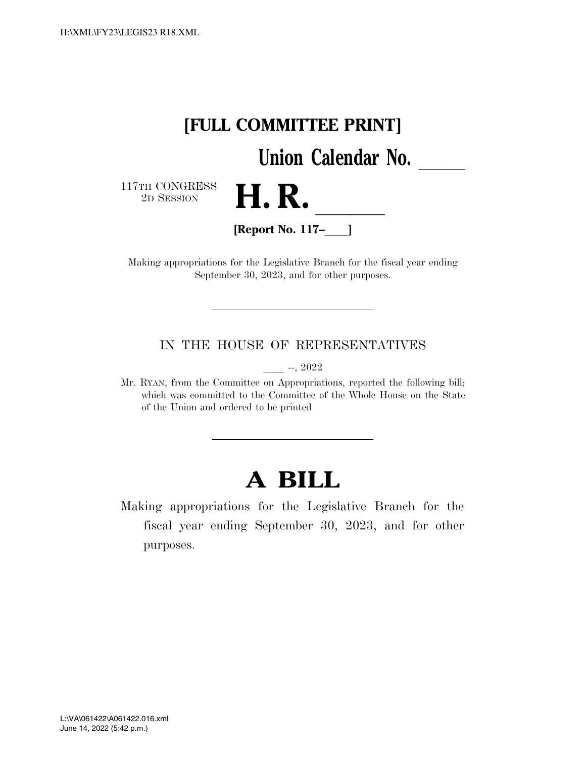**[FULL COMMITTEE PRINT]**

**Union Calendar No. \_\_\_\_\_**

117TH CONGRESS
2D SESSION

# H. R. \_\_\_\_\_\_

**[Report No. 117–\_\_\_\_]**

Making appropriations for the Legislative Branch for the fiscal year ending September 30, 2023, and for other purposes.

---

IN THE HOUSE OF REPRESENTATIVES

\_\_\_\_ --, 2022

Mr. RYAN, from the Committee on Appropriations, reported the following bill; which was committed to the Committee of the Whole House on the State of the Union and ordered to be printed

---

# A BILL

Making appropriations for the Legislative Branch for the fiscal year ending September 30, 2023, and for other purposes.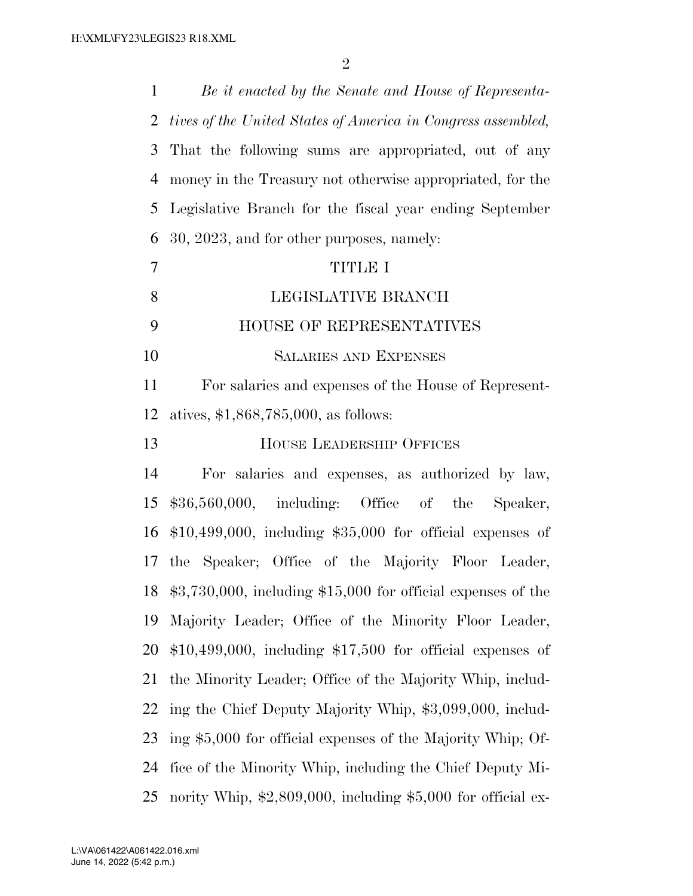*Be it enacted by the Senate and House of Representatives of the United States of America in Congress assembled,* That the following sums are appropriated, out of any money in the Treasury not otherwise appropriated, for the Legislative Branch for the fiscal year ending September 30, 2023, and for other purposes, namely:

# TITLE I

# LEGISLATIVE BRANCH

## HOUSE OF REPRESENTATIVES

### Salaries and Expenses

For salaries and expenses of the House of Representatives, $1,868,785,000, as follows:

### House Leadership Offices

For salaries and expenses, as authorized by law, $36,560,000, including: Office of the Speaker, $10,499,000, including $35,000 for official expenses of the Speaker; Office of the Majority Floor Leader, $3,730,000, including $15,000 for official expenses of the Majority Leader; Office of the Minority Floor Leader, $10,499,000, including $17,500 for official expenses of the Minority Leader; Office of the Majority Whip, including the Chief Deputy Majority Whip, $3,099,000, including $5,000 for official expenses of the Majority Whip; Office of the Minority Whip, including the Chief Deputy Minority Whip, $2,809,000, including $5,000 for official ex-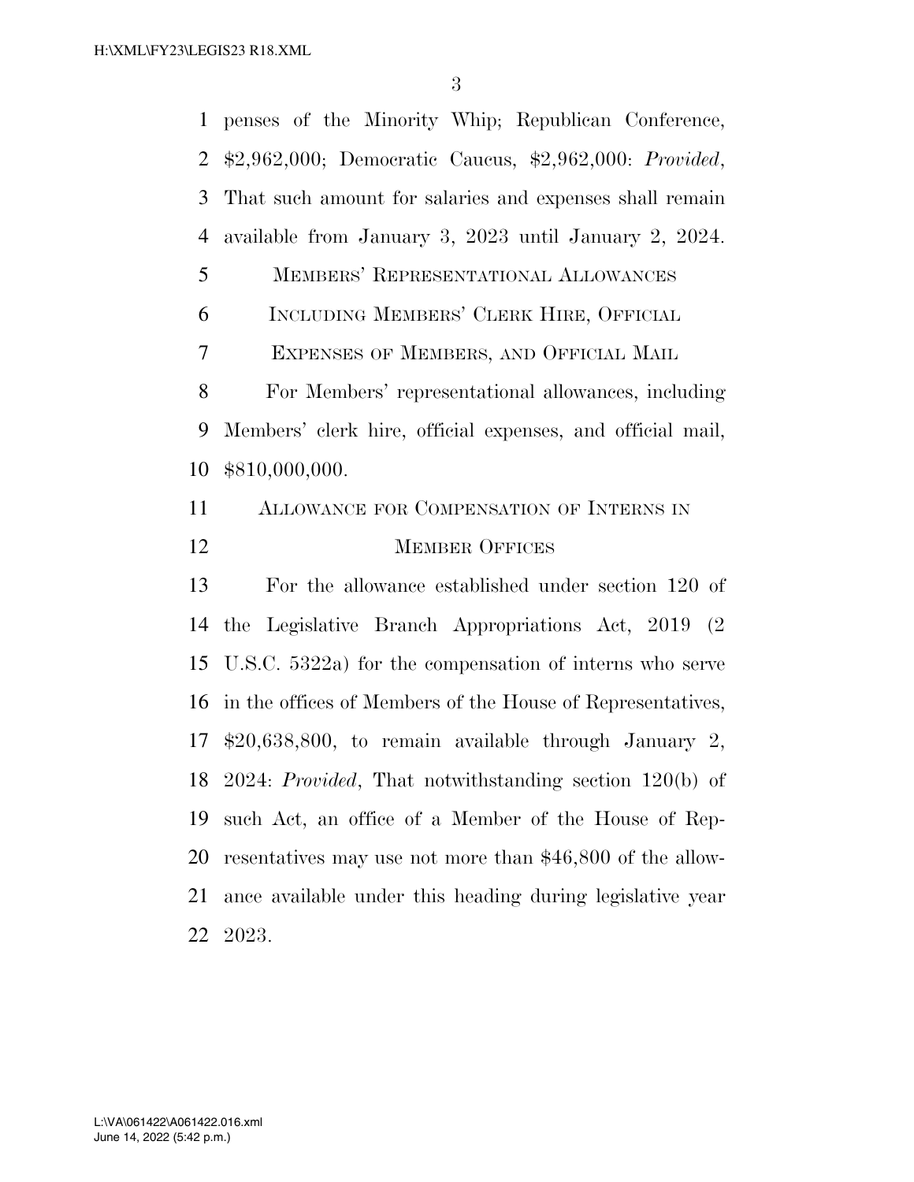penses of the Minority Whip; Republican Conference, $2,962,000; Democratic Caucus, $2,962,000: *Provided*, That such amount for salaries and expenses shall remain available from January 3, 2023 until January 2, 2024.

MEMBERS' REPRESENTATIONAL ALLOWANCES INCLUDING MEMBERS' CLERK HIRE, OFFICIAL EXPENSES OF MEMBERS, AND OFFICIAL MAIL

For Members' representational allowances, including Members' clerk hire, official expenses, and official mail, $810,000,000.

ALLOWANCE FOR COMPENSATION OF INTERNS IN MEMBER OFFICES

For the allowance established under section 120 of the Legislative Branch Appropriations Act, 2019 (2 U.S.C. 5322a) for the compensation of interns who serve in the offices of Members of the House of Representatives, $20,638,800, to remain available through January 2, 2024: *Provided*, That notwithstanding section 120(b) of such Act, an office of a Member of the House of Representatives may use not more than $46,800 of the allowance available under this heading during legislative year 2023.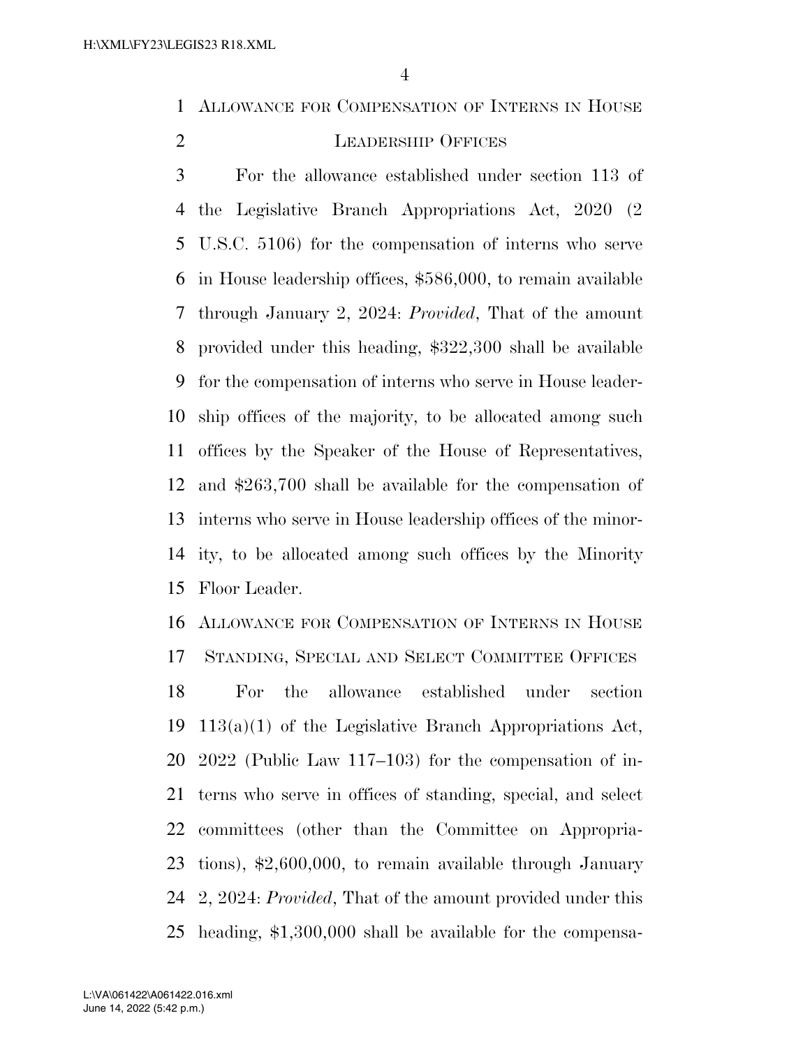ALLOWANCE FOR COMPENSATION OF INTERNS IN HOUSE LEADERSHIP OFFICES

For the allowance established under section 113 of the Legislative Branch Appropriations Act, 2020 (2 U.S.C. 5106) for the compensation of interns who serve in House leadership offices, $586,000, to remain available through January 2, 2024: *Provided*, That of the amount provided under this heading, $322,300 shall be available for the compensation of interns who serve in House leadership offices of the majority, to be allocated among such offices by the Speaker of the House of Representatives, and $263,700 shall be available for the compensation of interns who serve in House leadership offices of the minority, to be allocated among such offices by the Minority Floor Leader.

ALLOWANCE FOR COMPENSATION OF INTERNS IN HOUSE STANDING, SPECIAL AND SELECT COMMITTEE OFFICES

For the allowance established under section 113(a)(1) of the Legislative Branch Appropriations Act, 2022 (Public Law 117–103) for the compensation of interns who serve in offices of standing, special, and select committees (other than the Committee on Appropriations), $2,600,000, to remain available through January 2, 2024: *Provided*, That of the amount provided under this heading, $1,300,000 shall be available for the compensa-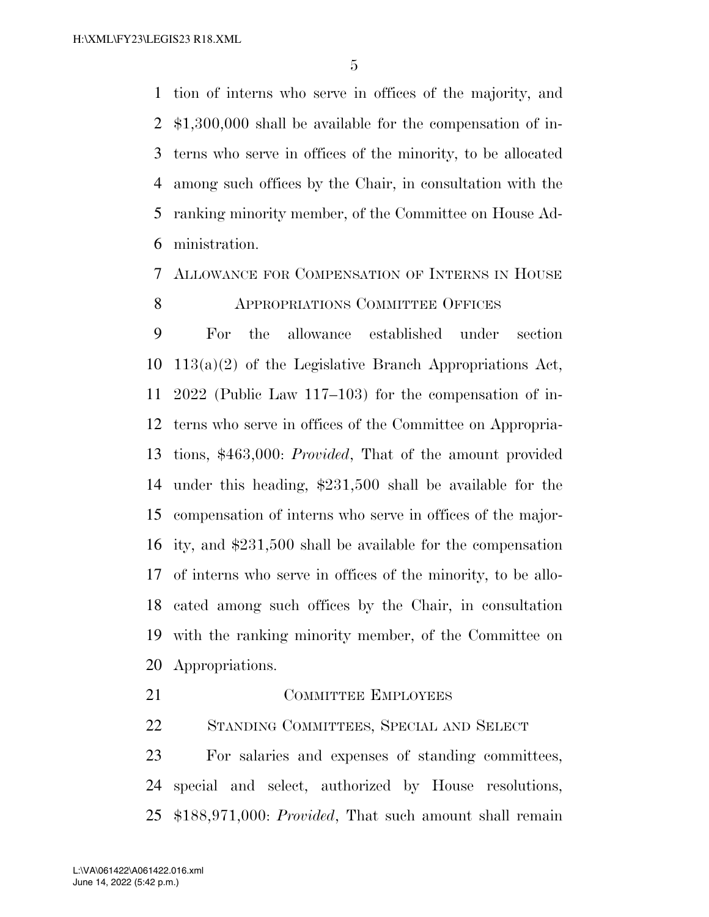tion of interns who serve in offices of the majority, and $1,300,000 shall be available for the compensation of interns who serve in offices of the minority, to be allocated among such offices by the Chair, in consultation with the ranking minority member, of the Committee on House Administration.

ALLOWANCE FOR COMPENSATION OF INTERNS IN HOUSE APPROPRIATIONS COMMITTEE OFFICES

For the allowance established under section 113(a)(2) of the Legislative Branch Appropriations Act, 2022 (Public Law 117–103) for the compensation of interns who serve in offices of the Committee on Appropriations, $463,000: *Provided*, That of the amount provided under this heading, $231,500 shall be available for the compensation of interns who serve in offices of the majority, and $231,500 shall be available for the compensation of interns who serve in offices of the minority, to be allocated among such offices by the Chair, in consultation with the ranking minority member, of the Committee on Appropriations.

COMMITTEE EMPLOYEES

STANDING COMMITTEES, SPECIAL AND SELECT

For salaries and expenses of standing committees, special and select, authorized by House resolutions, $188,971,000: *Provided*, That such amount shall remain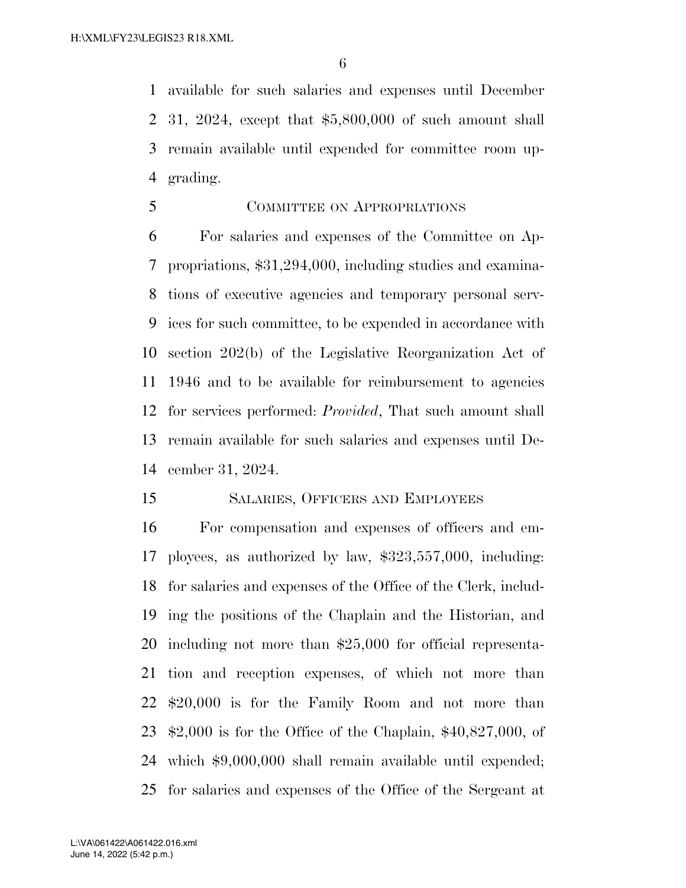available for such salaries and expenses until December 31, 2024, except that $5,800,000 of such amount shall remain available until expended for committee room upgrading.

COMMITTEE ON APPROPRIATIONS

For salaries and expenses of the Committee on Appropriations, $31,294,000, including studies and examinations of executive agencies and temporary personal services for such committee, to be expended in accordance with section 202(b) of the Legislative Reorganization Act of 1946 and to be available for reimbursement to agencies for services performed: *Provided*, That such amount shall remain available for such salaries and expenses until December 31, 2024.

SALARIES, OFFICERS AND EMPLOYEES

For compensation and expenses of officers and employees, as authorized by law, $323,557,000, including: for salaries and expenses of the Office of the Clerk, including the positions of the Chaplain and the Historian, and including not more than $25,000 for official representation and reception expenses, of which not more than $20,000 is for the Family Room and not more than $2,000 is for the Office of the Chaplain, $40,827,000, of which $9,000,000 shall remain available until expended; for salaries and expenses of the Office of the Sergeant at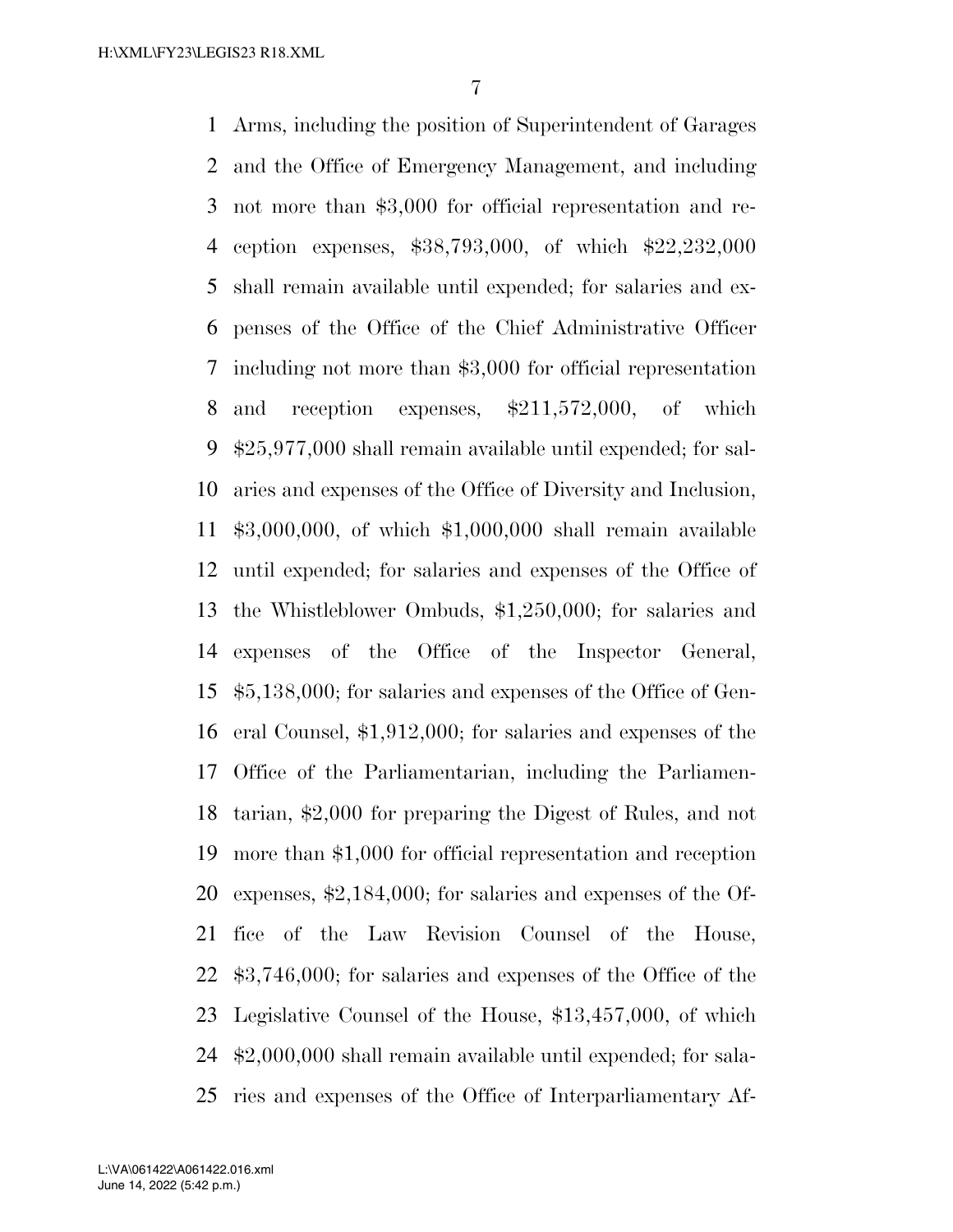Arms, including the position of Superintendent of Garages and the Office of Emergency Management, and including not more than $3,000 for official representation and reception expenses, $38,793,000, of which $22,232,000 shall remain available until expended; for salaries and expenses of the Office of the Chief Administrative Officer including not more than $3,000 for official representation and reception expenses, $211,572,000, of which $25,977,000 shall remain available until expended; for salaries and expenses of the Office of Diversity and Inclusion, $3,000,000, of which $1,000,000 shall remain available until expended; for salaries and expenses of the Office of the Whistleblower Ombuds, $1,250,000; for salaries and expenses of the Office of the Inspector General, $5,138,000; for salaries and expenses of the Office of General Counsel, $1,912,000; for salaries and expenses of the Office of the Parliamentarian, including the Parliamentarian, $2,000 for preparing the Digest of Rules, and not more than $1,000 for official representation and reception expenses, $2,184,000; for salaries and expenses of the Office of the Law Revision Counsel of the House, $3,746,000; for salaries and expenses of the Office of the Legislative Counsel of the House, $13,457,000, of which $2,000,000 shall remain available until expended; for salaries and expenses of the Office of Interparliamentary Af-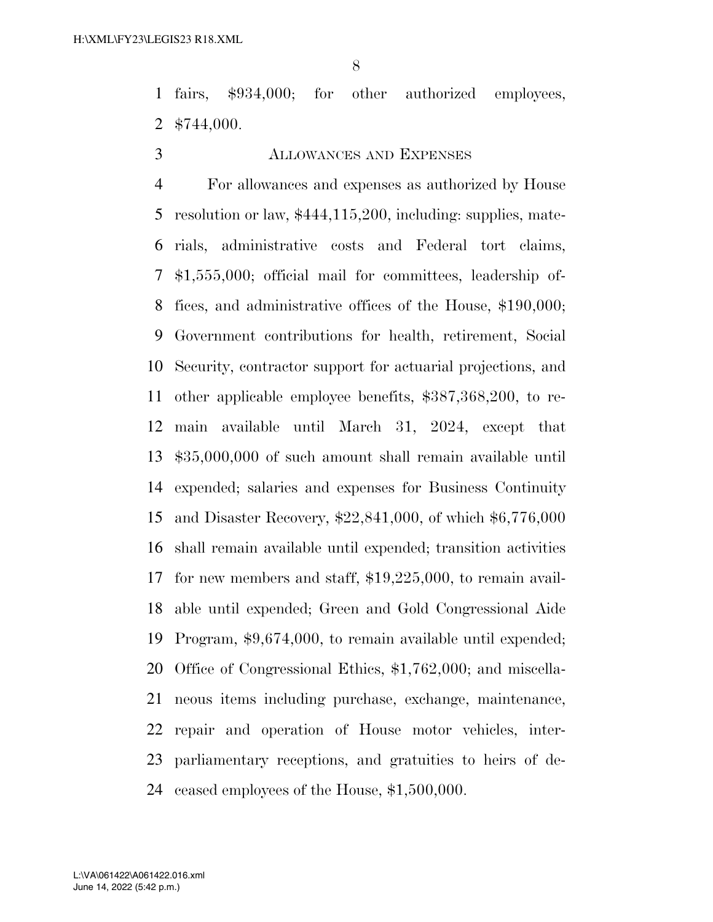fairs, $934,000; for other authorized employees, $744,000.

ALLOWANCES AND EXPENSES

For allowances and expenses as authorized by House resolution or law, $444,115,200, including: supplies, materials, administrative costs and Federal tort claims, $1,555,000; official mail for committees, leadership offices, and administrative offices of the House, $190,000; Government contributions for health, retirement, Social Security, contractor support for actuarial projections, and other applicable employee benefits, $387,368,200, to remain available until March 31, 2024, except that $35,000,000 of such amount shall remain available until expended; salaries and expenses for Business Continuity and Disaster Recovery, $22,841,000, of which $6,776,000 shall remain available until expended; transition activities for new members and staff, $19,225,000, to remain available until expended; Green and Gold Congressional Aide Program, $9,674,000, to remain available until expended; Office of Congressional Ethics, $1,762,000; and miscellaneous items including purchase, exchange, maintenance, repair and operation of House motor vehicles, interparliamentary receptions, and gratuities to heirs of deceased employees of the House, $1,500,000.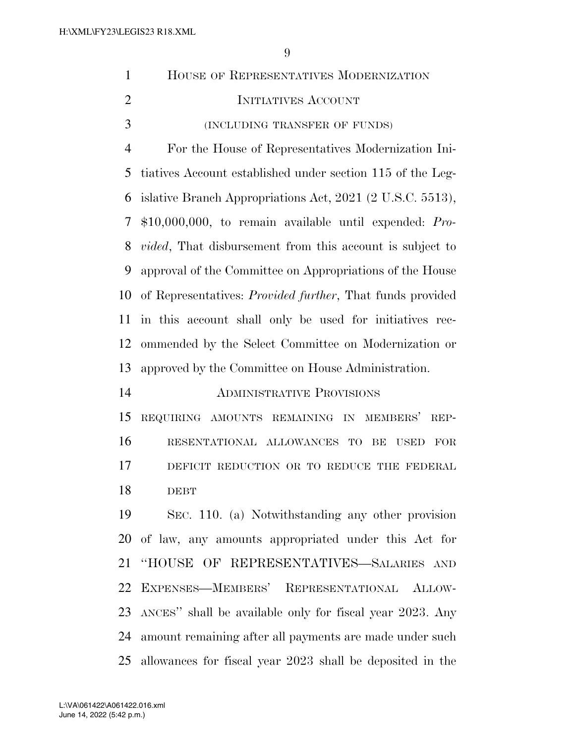HOUSE OF REPRESENTATIVES MODERNIZATION INITIATIVES ACCOUNT

(INCLUDING TRANSFER OF FUNDS)

For the House of Representatives Modernization Initiatives Account established under section 115 of the Legislative Branch Appropriations Act, 2021 (2 U.S.C. 5513), $10,000,000, to remain available until expended: *Provided*, That disbursement from this account is subject to approval of the Committee on Appropriations of the House of Representatives: *Provided further*, That funds provided in this account shall only be used for initiatives recommended by the Select Committee on Modernization or approved by the Committee on House Administration.

ADMINISTRATIVE PROVISIONS

REQUIRING AMOUNTS REMAINING IN MEMBERS' REPRESENTATIONAL ALLOWANCES TO BE USED FOR DEFICIT REDUCTION OR TO REDUCE THE FEDERAL DEBT

SEC. 110. (a) Notwithstanding any other provision of law, any amounts appropriated under this Act for "HOUSE OF REPRESENTATIVES—SALARIES AND EXPENSES—MEMBERS' REPRESENTATIONAL ALLOWANCES" shall be available only for fiscal year 2023. Any amount remaining after all payments are made under such allowances for fiscal year 2023 shall be deposited in the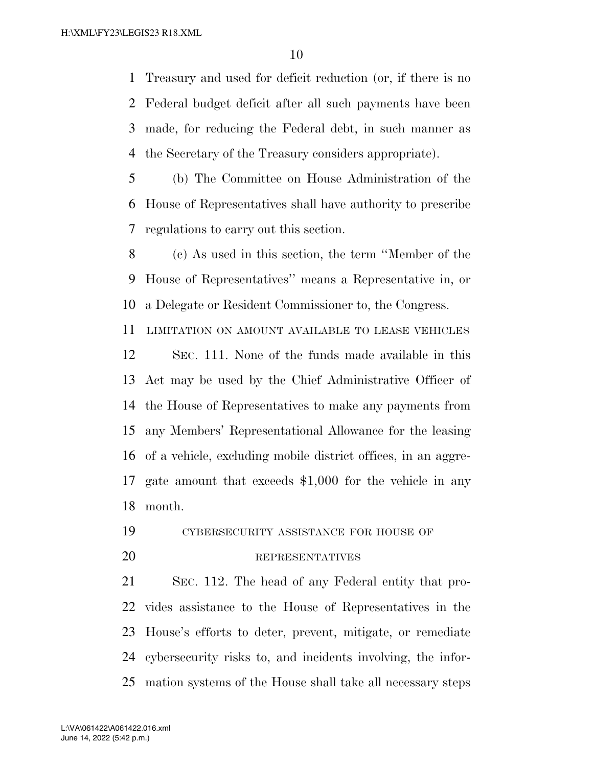Treasury and used for deficit reduction (or, if there is no Federal budget deficit after all such payments have been made, for reducing the Federal debt, in such manner as the Secretary of the Treasury considers appropriate).

(b) The Committee on House Administration of the House of Representatives shall have authority to prescribe regulations to carry out this section.

(c) As used in this section, the term ''Member of the House of Representatives'' means a Representative in, or a Delegate or Resident Commissioner to, the Congress.

LIMITATION ON AMOUNT AVAILABLE TO LEASE VEHICLES

SEC. 111. None of the funds made available in this Act may be used by the Chief Administrative Officer of the House of Representatives to make any payments from any Members' Representational Allowance for the leasing of a vehicle, excluding mobile district offices, in an aggregate amount that exceeds $1,000 for the vehicle in any month.

CYBERSECURITY ASSISTANCE FOR HOUSE OF REPRESENTATIVES

SEC. 112. The head of any Federal entity that provides assistance to the House of Representatives in the House's efforts to deter, prevent, mitigate, or remediate cybersecurity risks to, and incidents involving, the information systems of the House shall take all necessary steps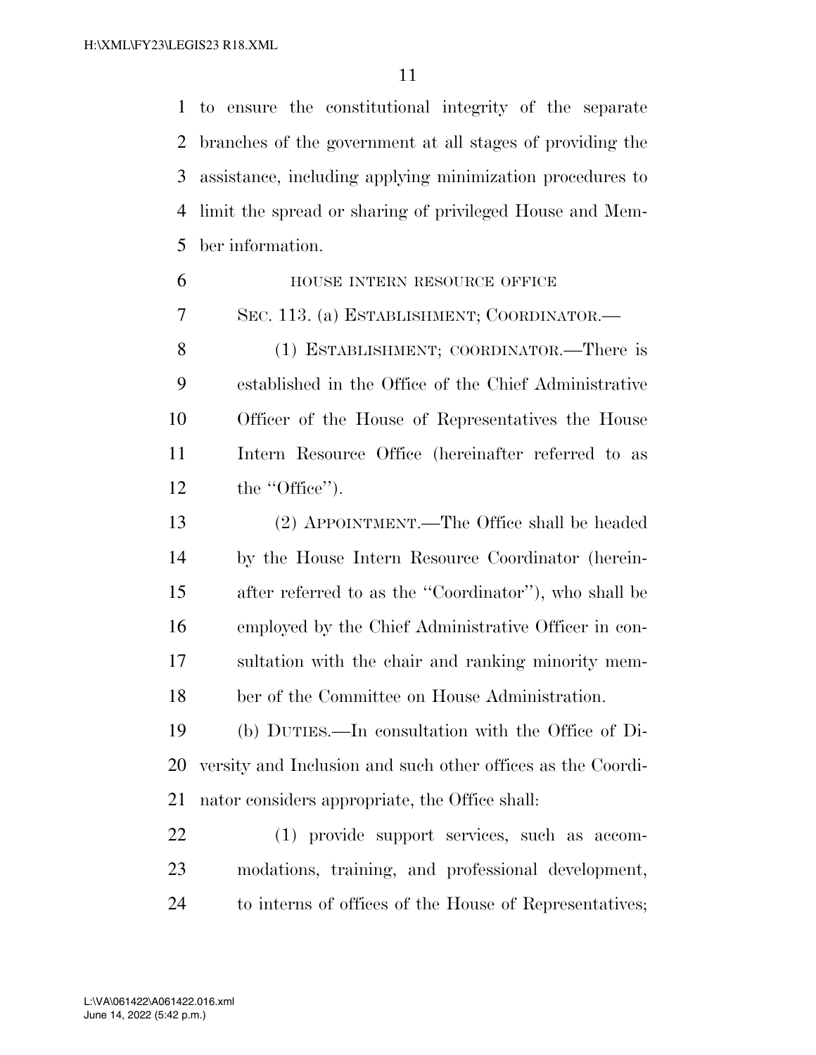to ensure the constitutional integrity of the separate branches of the government at all stages of providing the assistance, including applying minimization procedures to limit the spread or sharing of privileged House and Member information.

HOUSE INTERN RESOURCE OFFICE

SEC. 113. (a) ESTABLISHMENT; COORDINATOR.—

(1) ESTABLISHMENT; COORDINATOR.—There is established in the Office of the Chief Administrative Officer of the House of Representatives the House Intern Resource Office (hereinafter referred to as the ''Office'').

(2) APPOINTMENT.—The Office shall be headed by the House Intern Resource Coordinator (hereinafter referred to as the ''Coordinator''), who shall be employed by the Chief Administrative Officer in consultation with the chair and ranking minority member of the Committee on House Administration.

(b) DUTIES.—In consultation with the Office of Diversity and Inclusion and such other offices as the Coordinator considers appropriate, the Office shall:

(1) provide support services, such as accommodations, training, and professional development, to interns of offices of the House of Representatives;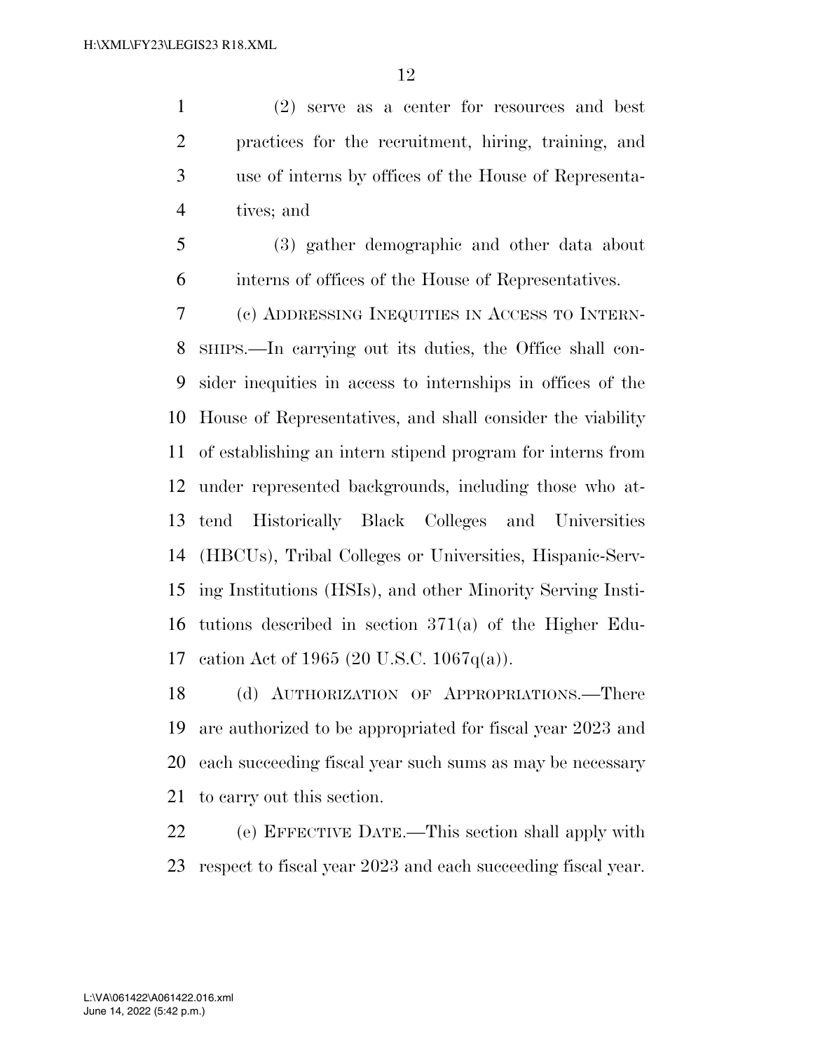(2) serve as a center for resources and best practices for the recruitment, hiring, training, and use of interns by offices of the House of Representatives; and

(3) gather demographic and other data about interns of offices of the House of Representatives.

(c) ADDRESSING INEQUITIES IN ACCESS TO INTERNSHIPS.—In carrying out its duties, the Office shall consider inequities in access to internships in offices of the House of Representatives, and shall consider the viability of establishing an intern stipend program for interns from under represented backgrounds, including those who attend Historically Black Colleges and Universities (HBCUs), Tribal Colleges or Universities, Hispanic-Serving Institutions (HSIs), and other Minority Serving Institutions described in section 371(a) of the Higher Education Act of 1965 (20 U.S.C. 1067q(a)).

(d) AUTHORIZATION OF APPROPRIATIONS.—There are authorized to be appropriated for fiscal year 2023 and each succeeding fiscal year such sums as may be necessary to carry out this section.

(e) EFFECTIVE DATE.—This section shall apply with respect to fiscal year 2023 and each succeeding fiscal year.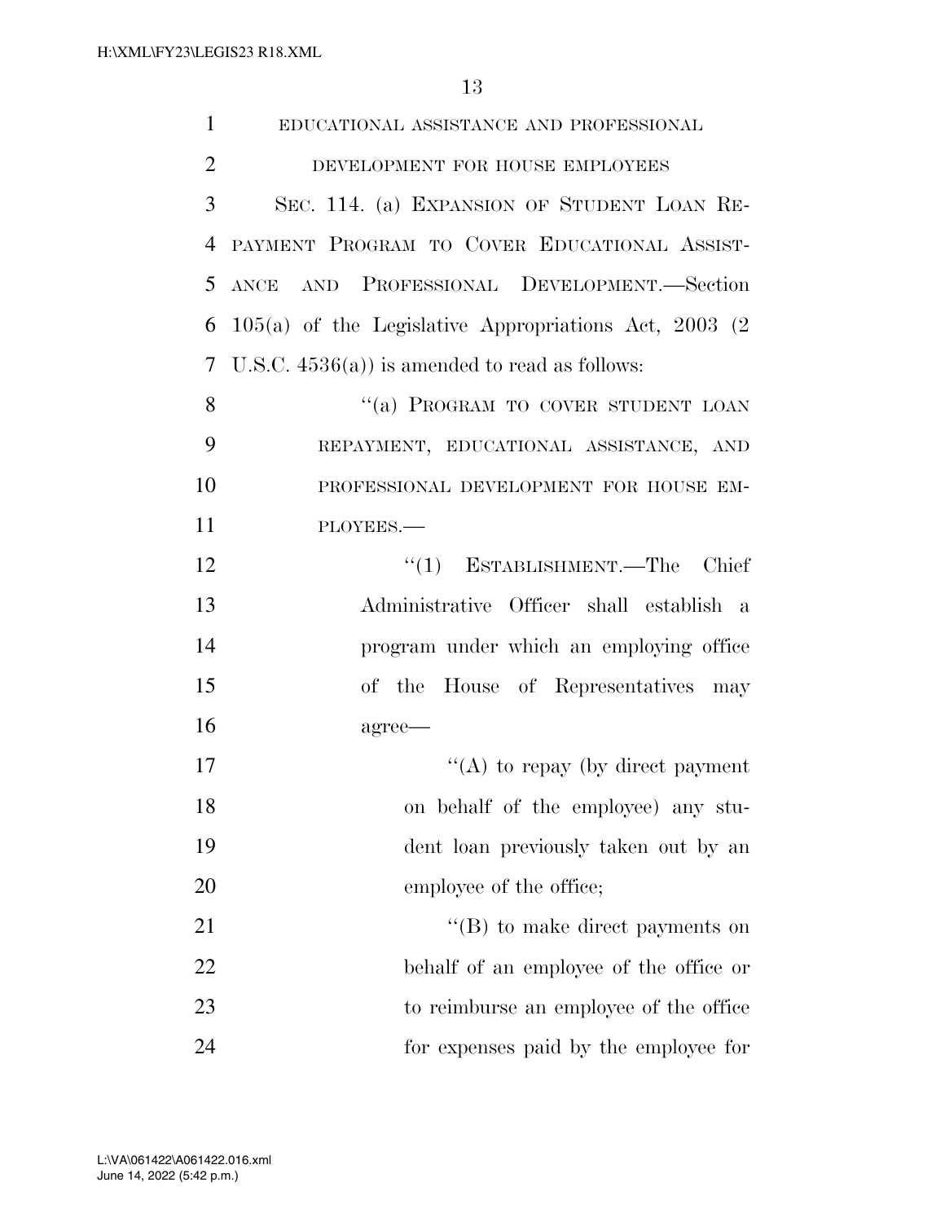EDUCATIONAL ASSISTANCE AND PROFESSIONAL DEVELOPMENT FOR HOUSE EMPLOYEES

SEC. 114. (a) EXPANSION OF STUDENT LOAN REPAYMENT PROGRAM TO COVER EDUCATIONAL ASSISTANCE AND PROFESSIONAL DEVELOPMENT.—Section 105(a) of the Legislative Appropriations Act, 2003 (2 U.S.C. 4536(a)) is amended to read as follows:

"(a) PROGRAM TO COVER STUDENT LOAN REPAYMENT, EDUCATIONAL ASSISTANCE, AND PROFESSIONAL DEVELOPMENT FOR HOUSE EMPLOYEES.—

"(1) ESTABLISHMENT.—The Chief Administrative Officer shall establish a program under which an employing office of the House of Representatives may agree—

"(A) to repay (by direct payment on behalf of the employee) any student loan previously taken out by an employee of the office;

"(B) to make direct payments on behalf of an employee of the office or to reimburse an employee of the office for expenses paid by the employee for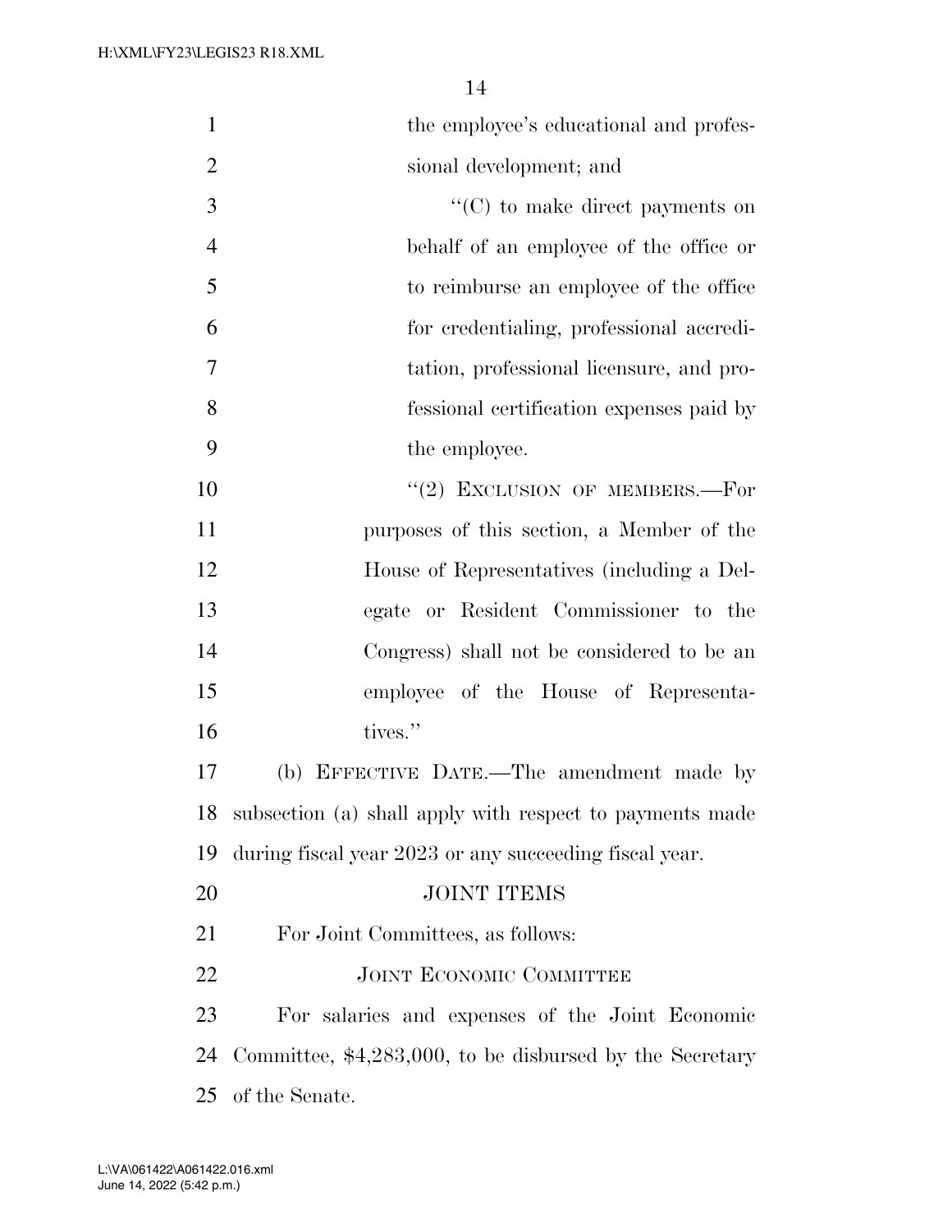the employee's educational and professional development; and

"(C) to make direct payments on behalf of an employee of the office or to reimburse an employee of the office for credentialing, professional accreditation, professional licensure, and professional certification expenses paid by the employee.

"(2) EXCLUSION OF MEMBERS.—For purposes of this section, a Member of the House of Representatives (including a Delegate or Resident Commissioner to the Congress) shall not be considered to be an employee of the House of Representatives."

(b) EFFECTIVE DATE.—The amendment made by subsection (a) shall apply with respect to payments made during fiscal year 2023 or any succeeding fiscal year.

JOINT ITEMS

For Joint Committees, as follows:

JOINT ECONOMIC COMMITTEE

For salaries and expenses of the Joint Economic Committee, $4,283,000, to be disbursed by the Secretary of the Senate.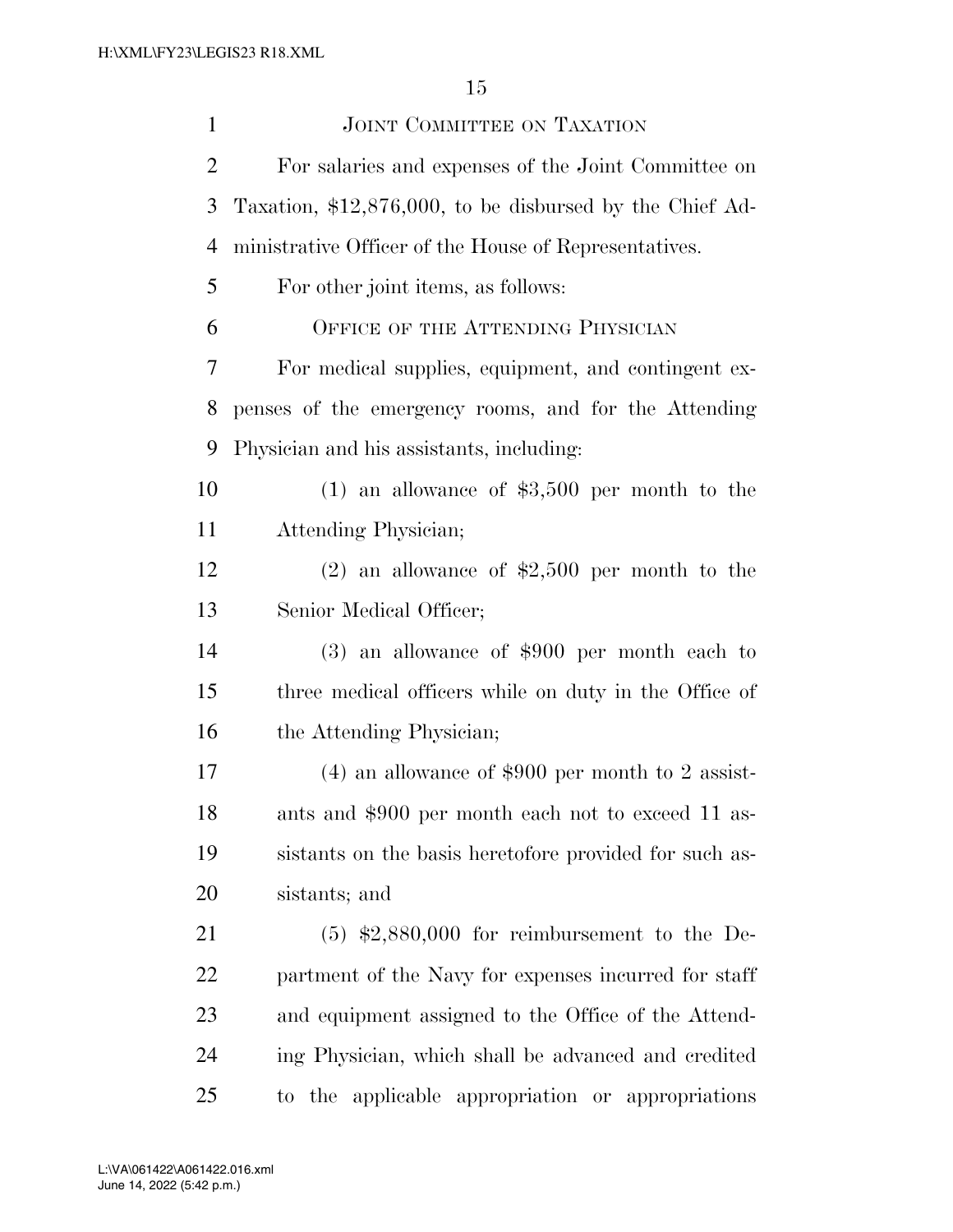JOINT COMMITTEE ON TAXATION

For salaries and expenses of the Joint Committee on Taxation, $12,876,000, to be disbursed by the Chief Administrative Officer of the House of Representatives.

For other joint items, as follows:

OFFICE OF THE ATTENDING PHYSICIAN

For medical supplies, equipment, and contingent expenses of the emergency rooms, and for the Attending Physician and his assistants, including:

(1) an allowance of $3,500 per month to the Attending Physician;

(2) an allowance of $2,500 per month to the Senior Medical Officer;

(3) an allowance of $900 per month each to three medical officers while on duty in the Office of the Attending Physician;

(4) an allowance of $900 per month to 2 assistants and $900 per month each not to exceed 11 assistants on the basis heretofore provided for such assistants; and

(5) $2,880,000 for reimbursement to the Department of the Navy for expenses incurred for staff and equipment assigned to the Office of the Attending Physician, which shall be advanced and credited to the applicable appropriation or appropriations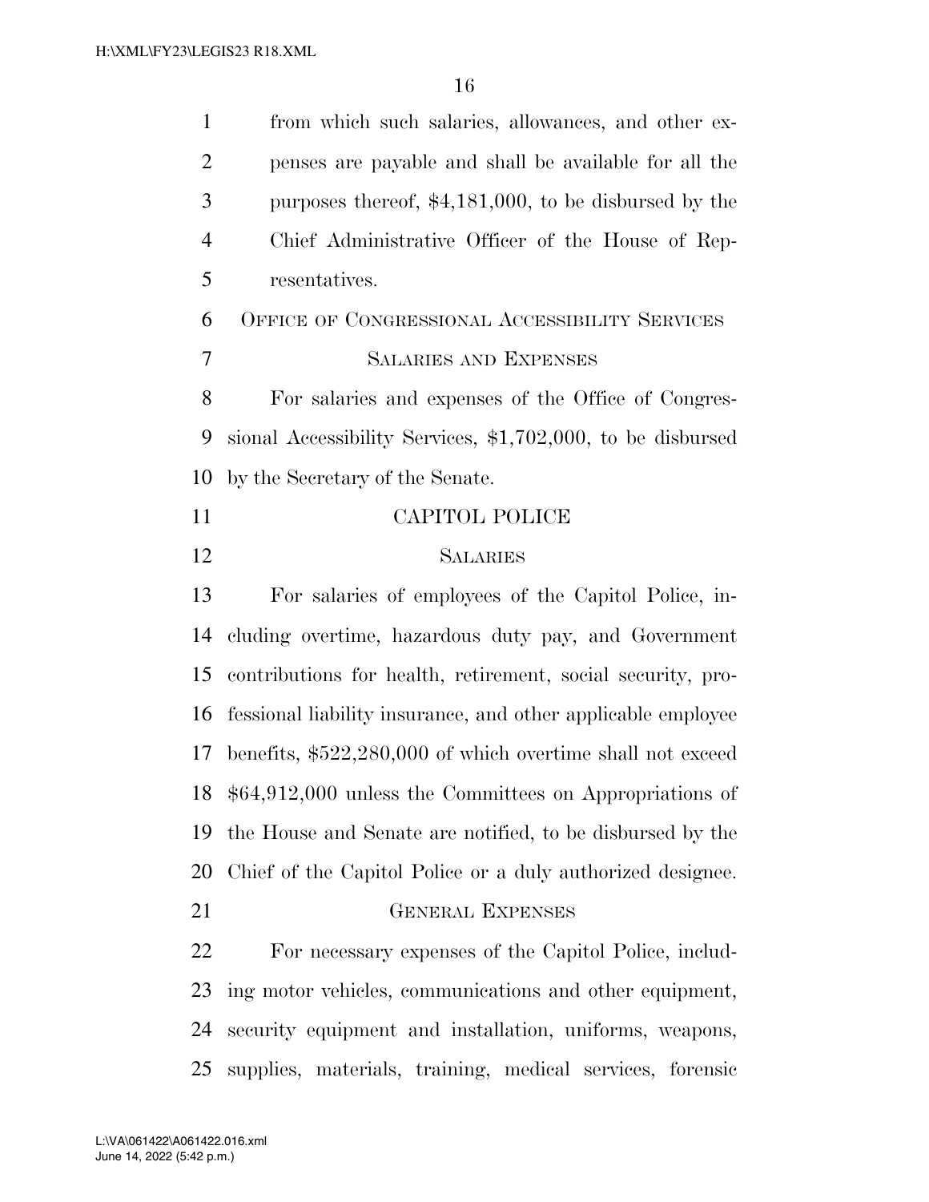from which such salaries, allowances, and other expenses are payable and shall be available for all the purposes thereof, $4,181,000, to be disbursed by the Chief Administrative Officer of the House of Representatives.

OFFICE OF CONGRESSIONAL ACCESSIBILITY SERVICES

SALARIES AND EXPENSES

For salaries and expenses of the Office of Congressional Accessibility Services, $1,702,000, to be disbursed by the Secretary of the Senate.

CAPITOL POLICE

SALARIES

For salaries of employees of the Capitol Police, including overtime, hazardous duty pay, and Government contributions for health, retirement, social security, professional liability insurance, and other applicable employee benefits, $522,280,000 of which overtime shall not exceed $64,912,000 unless the Committees on Appropriations of the House and Senate are notified, to be disbursed by the Chief of the Capitol Police or a duly authorized designee.

GENERAL EXPENSES

For necessary expenses of the Capitol Police, including motor vehicles, communications and other equipment, security equipment and installation, uniforms, weapons, supplies, materials, training, medical services, forensic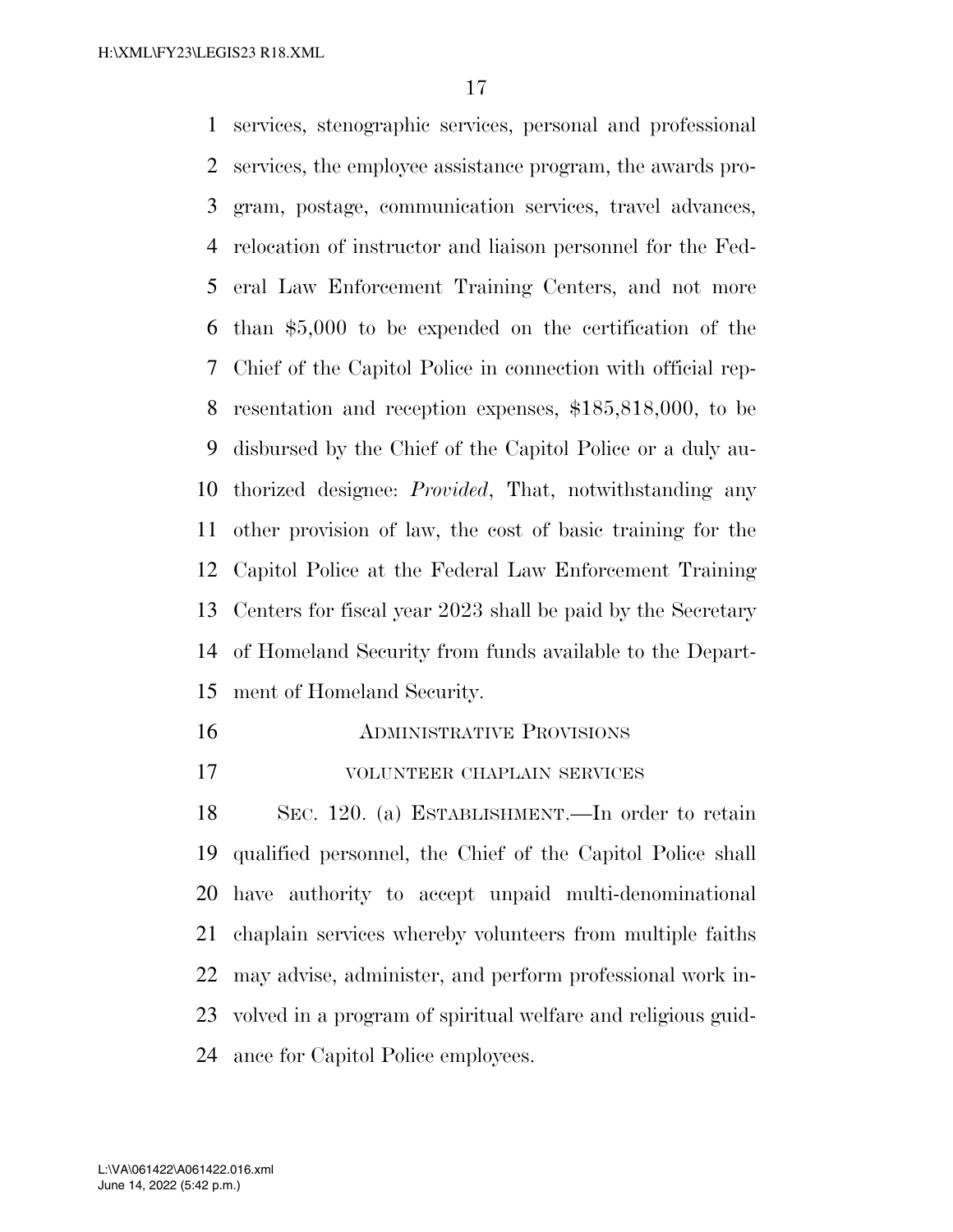services, stenographic services, personal and professional services, the employee assistance program, the awards program, postage, communication services, travel advances, relocation of instructor and liaison personnel for the Federal Law Enforcement Training Centers, and not more than $5,000 to be expended on the certification of the Chief of the Capitol Police in connection with official representation and reception expenses, $185,818,000, to be disbursed by the Chief of the Capitol Police or a duly authorized designee: *Provided*, That, notwithstanding any other provision of law, the cost of basic training for the Capitol Police at the Federal Law Enforcement Training Centers for fiscal year 2023 shall be paid by the Secretary of Homeland Security from funds available to the Department of Homeland Security.

## ADMINISTRATIVE PROVISIONS

### VOLUNTEER CHAPLAIN SERVICES

SEC. 120. (a) ESTABLISHMENT.—In order to retain qualified personnel, the Chief of the Capitol Police shall have authority to accept unpaid multi-denominational chaplain services whereby volunteers from multiple faiths may advise, administer, and perform professional work involved in a program of spiritual welfare and religious guidance for Capitol Police employees.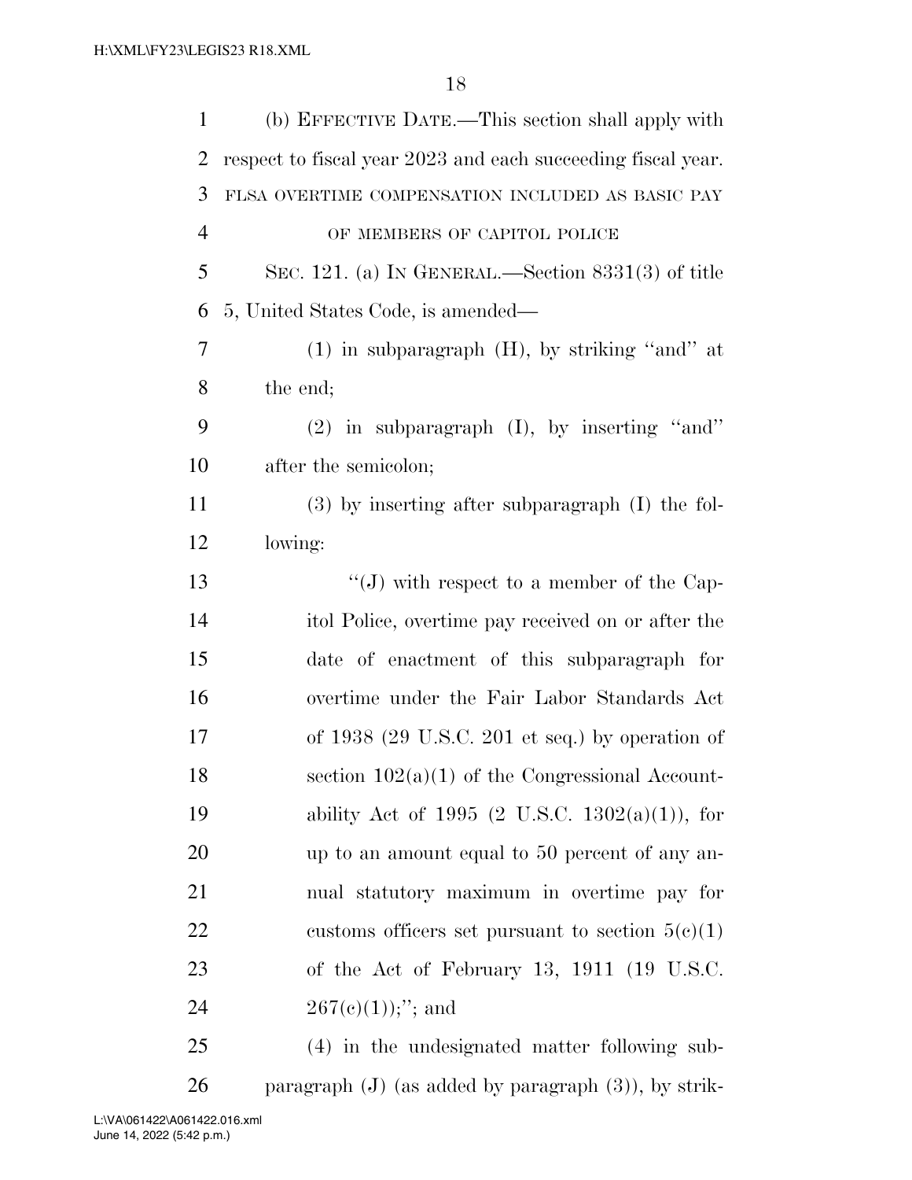(b) EFFECTIVE DATE.—This section shall apply with respect to fiscal year 2023 and each succeeding fiscal year.

FLSA OVERTIME COMPENSATION INCLUDED AS BASIC PAY OF MEMBERS OF CAPITOL POLICE

SEC. 121. (a) IN GENERAL.—Section 8331(3) of title 5, United States Code, is amended—

(1) in subparagraph (H), by striking "and" at the end;

(2) in subparagraph (I), by inserting "and" after the semicolon;

(3) by inserting after subparagraph (I) the following:

"(J) with respect to a member of the Capitol Police, overtime pay received on or after the date of enactment of this subparagraph for overtime under the Fair Labor Standards Act of 1938 (29 U.S.C. 201 et seq.) by operation of section 102(a)(1) of the Congressional Accountability Act of 1995 (2 U.S.C. 1302(a)(1)), for up to an amount equal to 50 percent of any annual statutory maximum in overtime pay for customs officers set pursuant to section 5(c)(1) of the Act of February 13, 1911 (19 U.S.C. 267(c)(1));"; and

(4) in the undesignated matter following subparagraph (J) (as added by paragraph (3)), by strik-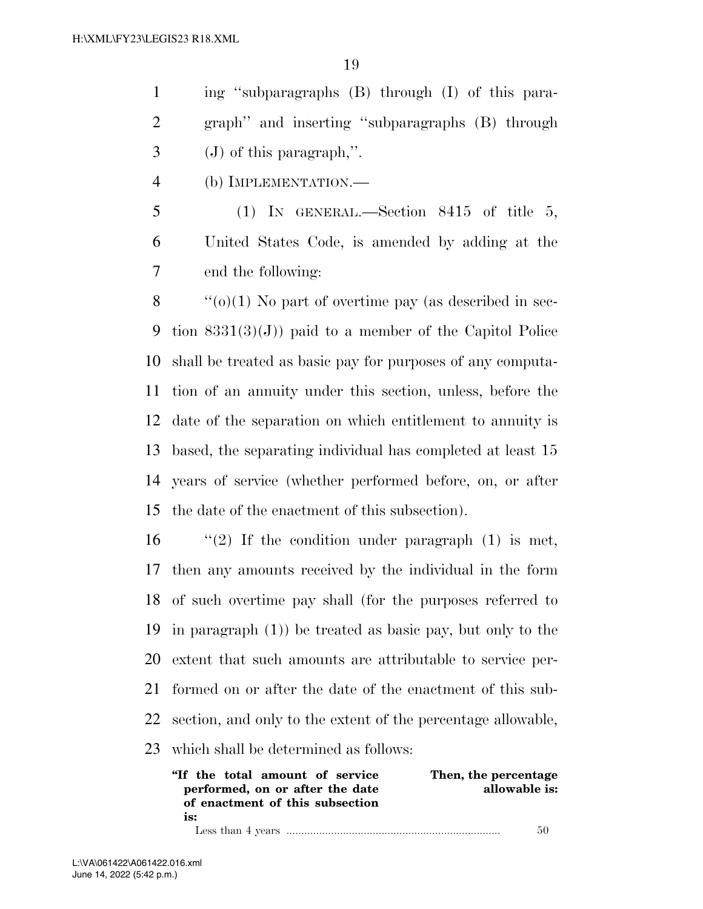ing "subparagraphs (B) through (I) of this paragraph" and inserting "subparagraphs (B) through (J) of this paragraph,".

(b) IMPLEMENTATION.—

(1) IN GENERAL.—Section 8415 of title 5, United States Code, is amended by adding at the end the following:

"(o)(1) No part of overtime pay (as described in section 8331(3)(J)) paid to a member of the Capitol Police shall be treated as basic pay for purposes of any computation of an annuity under this section, unless, before the date of the separation on which entitlement to annuity is based, the separating individual has completed at least 15 years of service (whether performed before, on, or after the date of the enactment of this subsection).

"(2) If the condition under paragraph (1) is met, then any amounts received by the individual in the form of such overtime pay shall (for the purposes referred to in paragraph (1)) be treated as basic pay, but only to the extent that such amounts are attributable to service performed on or after the date of the enactment of this subsection, and only to the extent of the percentage allowable, which shall be determined as follows:

| "If the total amount of service performed, on or after the date of enactment of this subsection is: | Then, the percentage allowable is: |
|---|---|
| Less than 4 years | 50 |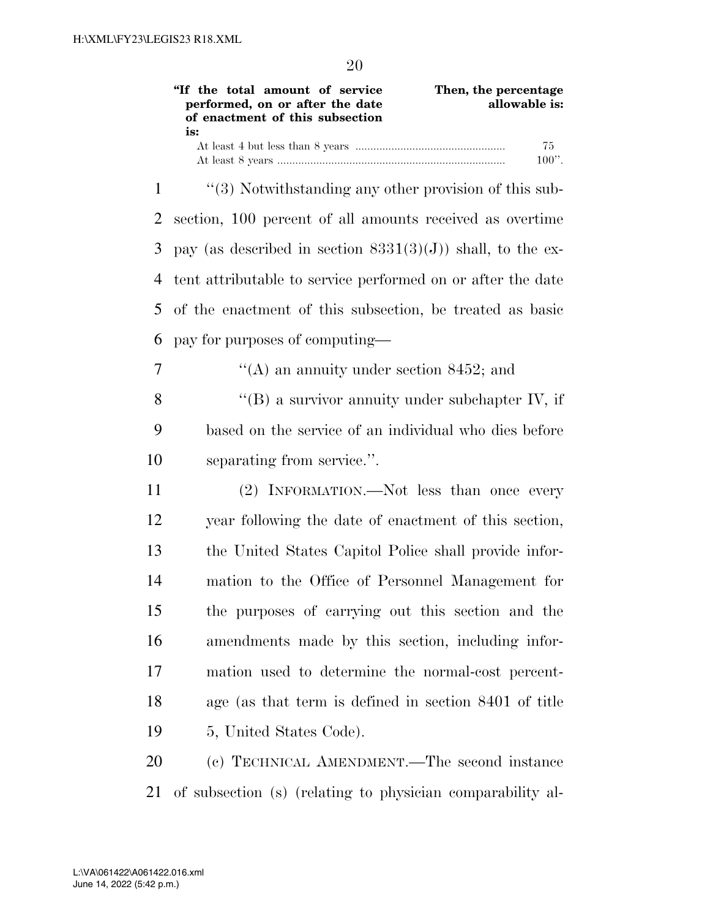| "If the total amount of service performed, on or after the date of enactment of this subsection is: | Then, the percentage allowable is: |
| --- | --- |
| At least 4 but less than 8 years | 75 |
| At least 8 years | 100". |

"(3) Notwithstanding any other provision of this subsection, 100 percent of all amounts received as overtime pay (as described in section 8331(3)(J)) shall, to the extent attributable to service performed on or after the date of the enactment of this subsection, be treated as basic pay for purposes of computing—

"(A) an annuity under section 8452; and

"(B) a survivor annuity under subchapter IV, if based on the service of an individual who dies before separating from service.".

(2) INFORMATION.—Not less than once every year following the date of enactment of this section, the United States Capitol Police shall provide information to the Office of Personnel Management for the purposes of carrying out this section and the amendments made by this section, including information used to determine the normal-cost percentage (as that term is defined in section 8401 of title 5, United States Code).

(c) TECHNICAL AMENDMENT.—The second instance of subsection (s) (relating to physician comparability al-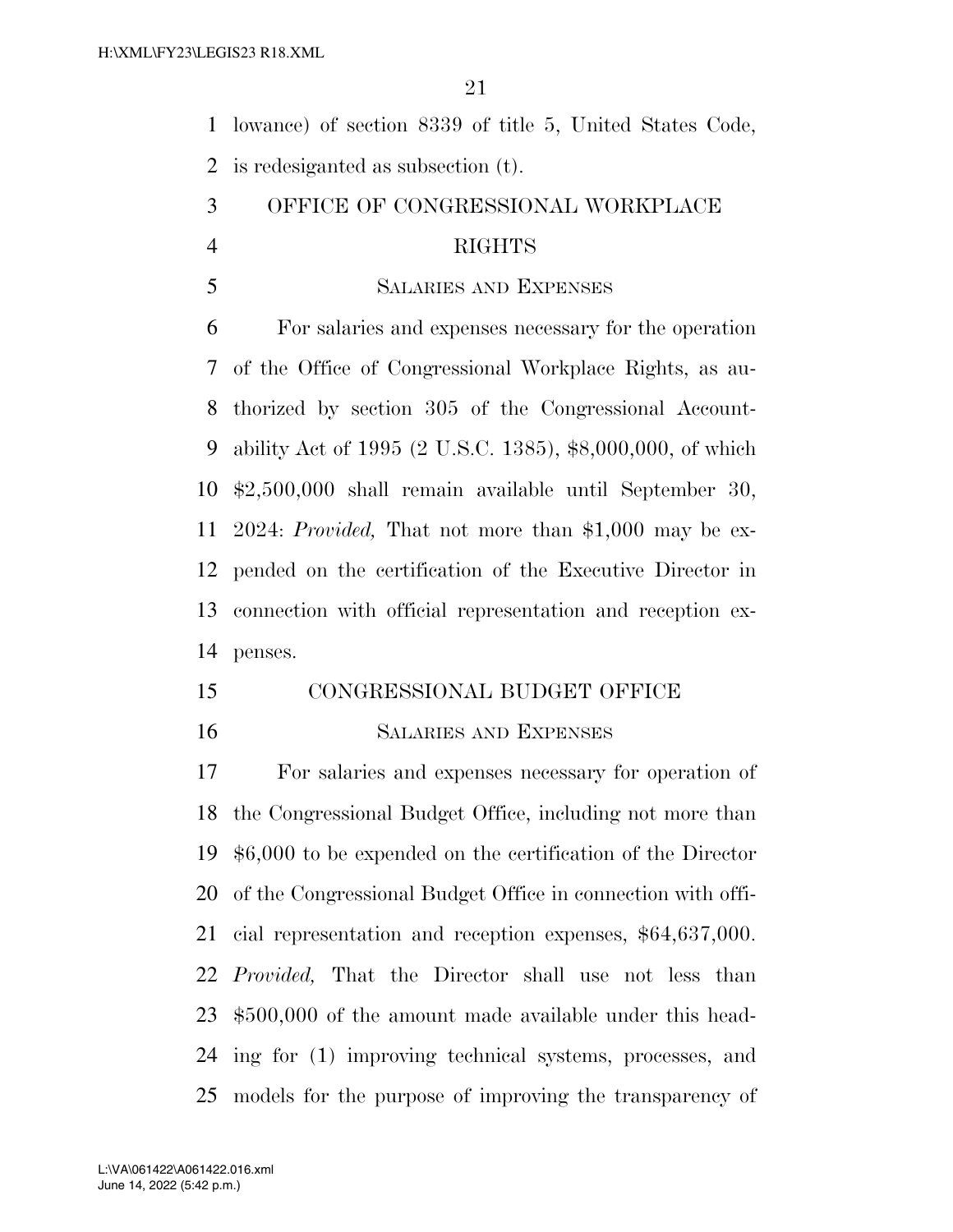lowance) of section 8339 of title 5, United States Code, is redesiganted as subsection (t).

## OFFICE OF CONGRESSIONAL WORKPLACE RIGHTS

### Salaries and Expenses

For salaries and expenses necessary for the operation of the Office of Congressional Workplace Rights, as authorized by section 305 of the Congressional Accountability Act of 1995 (2 U.S.C. 1385), $8,000,000, of which $2,500,000 shall remain available until September 30, 2024: *Provided,* That not more than $1,000 may be expended on the certification of the Executive Director in connection with official representation and reception expenses.

## CONGRESSIONAL BUDGET OFFICE

### Salaries and Expenses

For salaries and expenses necessary for operation of the Congressional Budget Office, including not more than $6,000 to be expended on the certification of the Director of the Congressional Budget Office in connection with official representation and reception expenses, $64,637,000. *Provided,* That the Director shall use not less than $500,000 of the amount made available under this heading for (1) improving technical systems, processes, and models for the purpose of improving the transparency of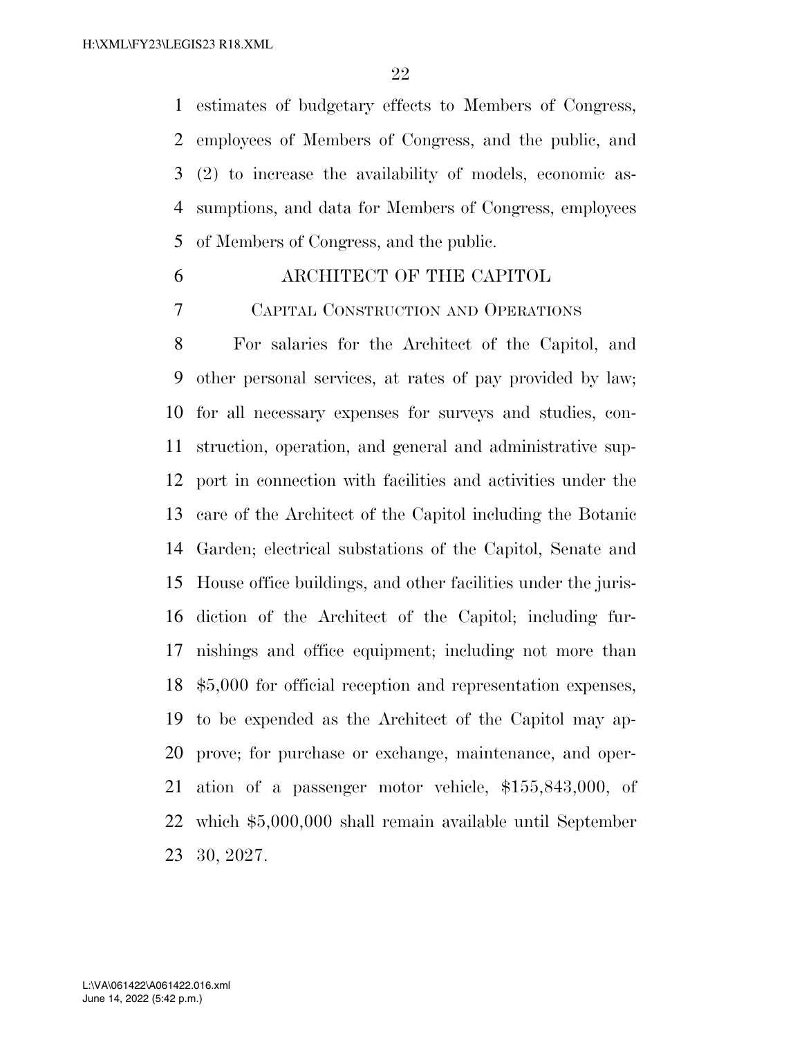estimates of budgetary effects to Members of Congress, employees of Members of Congress, and the public, and (2) to increase the availability of models, economic assumptions, and data for Members of Congress, employees of Members of Congress, and the public.

## ARCHITECT OF THE CAPITOL

### Capital Construction and Operations

For salaries for the Architect of the Capitol, and other personal services, at rates of pay provided by law; for all necessary expenses for surveys and studies, construction, operation, and general and administrative support in connection with facilities and activities under the care of the Architect of the Capitol including the Botanic Garden; electrical substations of the Capitol, Senate and House office buildings, and other facilities under the jurisdiction of the Architect of the Capitol; including furnishings and office equipment; including not more than $5,000 for official reception and representation expenses, to be expended as the Architect of the Capitol may approve; for purchase or exchange, maintenance, and operation of a passenger motor vehicle, $155,843,000, of which $5,000,000 shall remain available until September 30, 2027.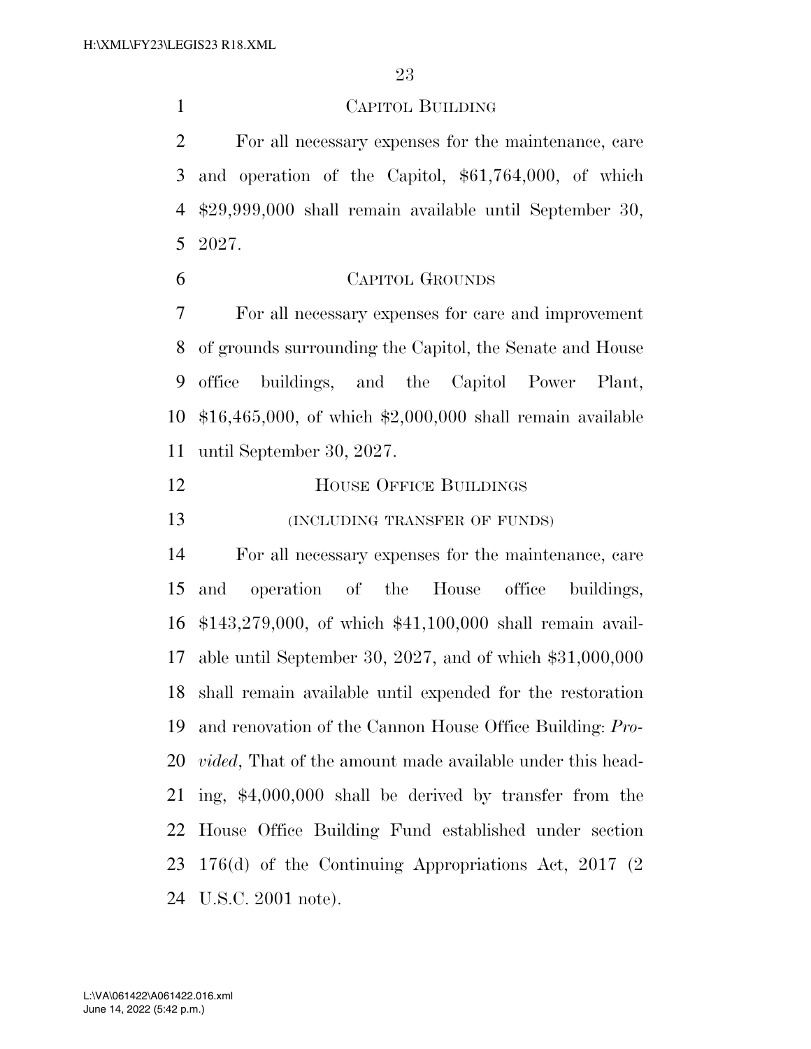### CAPITOL BUILDING

For all necessary expenses for the maintenance, care and operation of the Capitol, $61,764,000, of which $29,999,000 shall remain available until September 30, 2027.

### CAPITOL GROUNDS

For all necessary expenses for care and improvement of grounds surrounding the Capitol, the Senate and House office buildings, and the Capitol Power Plant, $16,465,000, of which $2,000,000 shall remain available until September 30, 2027.

### HOUSE OFFICE BUILDINGS

(INCLUDING TRANSFER OF FUNDS)

For all necessary expenses for the maintenance, care and operation of the House office buildings, $143,279,000, of which $41,100,000 shall remain available until September 30, 2027, and of which $31,000,000 shall remain available until expended for the restoration and renovation of the Cannon House Office Building: *Provided*, That of the amount made available under this heading, $4,000,000 shall be derived by transfer from the House Office Building Fund established under section 176(d) of the Continuing Appropriations Act, 2017 (2 U.S.C. 2001 note).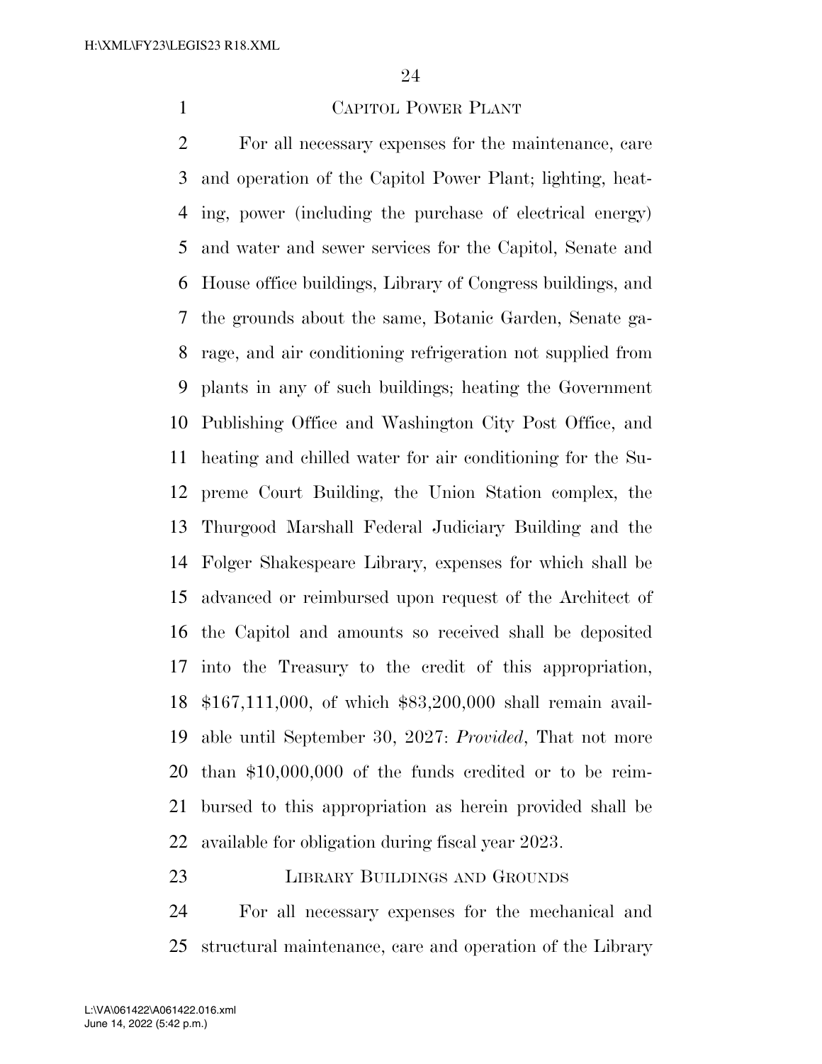### CAPITOL POWER PLANT

For all necessary expenses for the maintenance, care and operation of the Capitol Power Plant; lighting, heating, power (including the purchase of electrical energy) and water and sewer services for the Capitol, Senate and House office buildings, Library of Congress buildings, and the grounds about the same, Botanic Garden, Senate garage, and air conditioning refrigeration not supplied from plants in any of such buildings; heating the Government Publishing Office and Washington City Post Office, and heating and chilled water for air conditioning for the Supreme Court Building, the Union Station complex, the Thurgood Marshall Federal Judiciary Building and the Folger Shakespeare Library, expenses for which shall be advanced or reimbursed upon request of the Architect of the Capitol and amounts so received shall be deposited into the Treasury to the credit of this appropriation, $167,111,000, of which $83,200,000 shall remain available until September 30, 2027: *Provided*, That not more than $10,000,000 of the funds credited or to be reimbursed to this appropriation as herein provided shall be available for obligation during fiscal year 2023.

### LIBRARY BUILDINGS AND GROUNDS

For all necessary expenses for the mechanical and structural maintenance, care and operation of the Library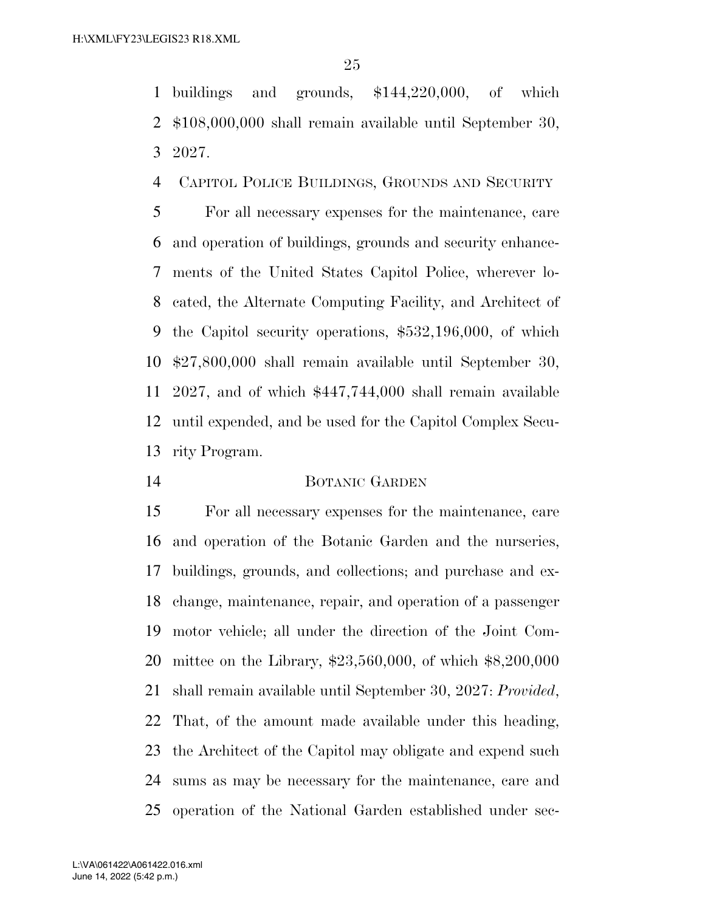buildings and grounds, $144,220,000, of which $108,000,000 shall remain available until September 30, 2027.

CAPITOL POLICE BUILDINGS, GROUNDS AND SECURITY

For all necessary expenses for the maintenance, care and operation of buildings, grounds and security enhancements of the United States Capitol Police, wherever located, the Alternate Computing Facility, and Architect of the Capitol security operations, $532,196,000, of which $27,800,000 shall remain available until September 30, 2027, and of which $447,744,000 shall remain available until expended, and be used for the Capitol Complex Security Program.

BOTANIC GARDEN

For all necessary expenses for the maintenance, care and operation of the Botanic Garden and the nurseries, buildings, grounds, and collections; and purchase and exchange, maintenance, repair, and operation of a passenger motor vehicle; all under the direction of the Joint Committee on the Library, $23,560,000, of which $8,200,000 shall remain available until September 30, 2027: *Provided*, That, of the amount made available under this heading, the Architect of the Capitol may obligate and expend such sums as may be necessary for the maintenance, care and operation of the National Garden established under sec-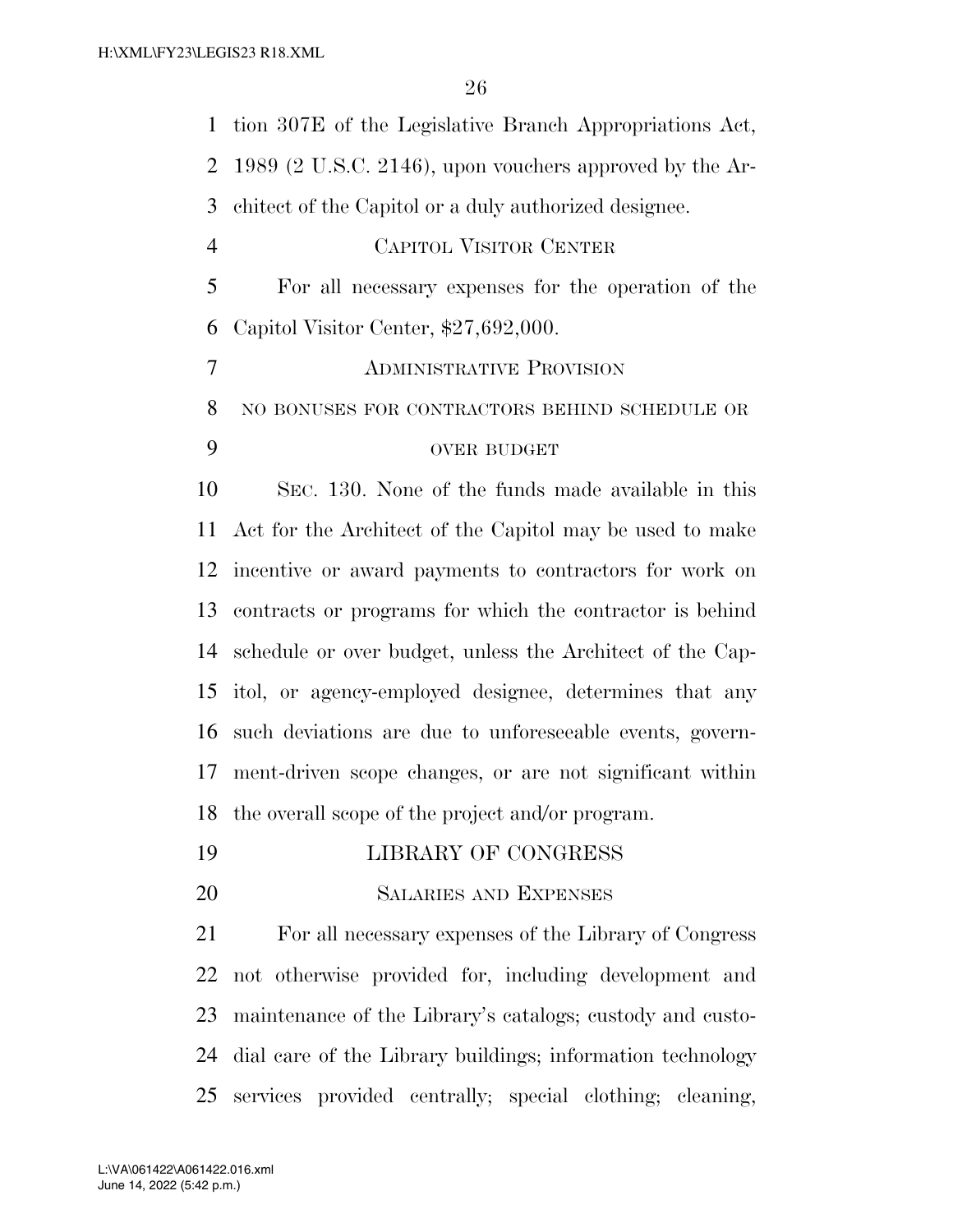tion 307E of the Legislative Branch Appropriations Act, 1989 (2 U.S.C. 2146), upon vouchers approved by the Architect of the Capitol or a duly authorized designee.

CAPITOL VISITOR CENTER

For all necessary expenses for the operation of the Capitol Visitor Center, $27,692,000.

ADMINISTRATIVE PROVISION

NO BONUSES FOR CONTRACTORS BEHIND SCHEDULE OR OVER BUDGET

SEC. 130. None of the funds made available in this Act for the Architect of the Capitol may be used to make incentive or award payments to contractors for work on contracts or programs for which the contractor is behind schedule or over budget, unless the Architect of the Capitol, or agency-employed designee, determines that any such deviations are due to unforeseeable events, government-driven scope changes, or are not significant within the overall scope of the project and/or program.

LIBRARY OF CONGRESS

SALARIES AND EXPENSES

For all necessary expenses of the Library of Congress not otherwise provided for, including development and maintenance of the Library's catalogs; custody and custodial care of the Library buildings; information technology services provided centrally; special clothing; cleaning,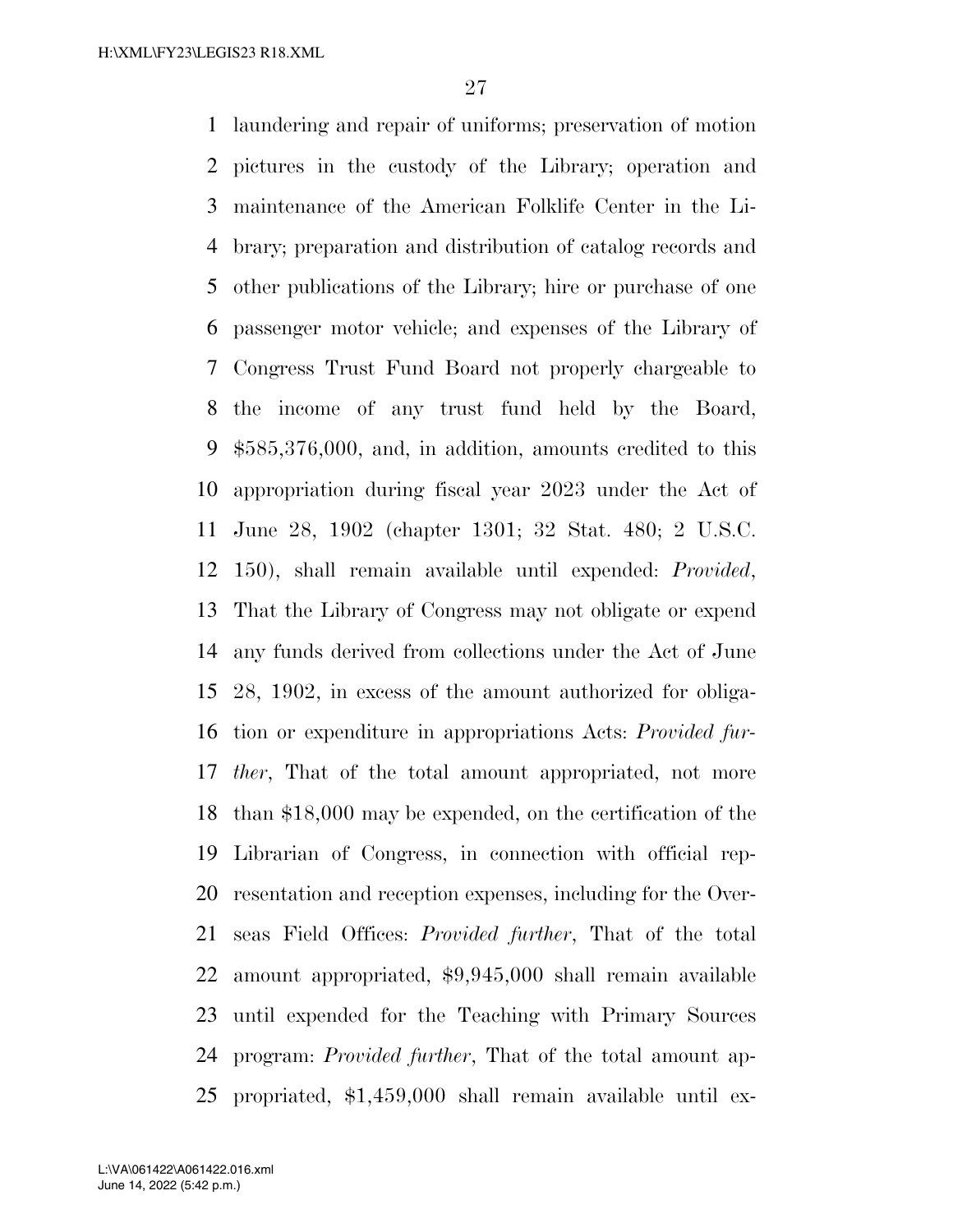laundering and repair of uniforms; preservation of motion pictures in the custody of the Library; operation and maintenance of the American Folklife Center in the Library; preparation and distribution of catalog records and other publications of the Library; hire or purchase of one passenger motor vehicle; and expenses of the Library of Congress Trust Fund Board not properly chargeable to the income of any trust fund held by the Board, $585,376,000, and, in addition, amounts credited to this appropriation during fiscal year 2023 under the Act of June 28, 1902 (chapter 1301; 32 Stat. 480; 2 U.S.C. 150), shall remain available until expended: *Provided*, That the Library of Congress may not obligate or expend any funds derived from collections under the Act of June 28, 1902, in excess of the amount authorized for obligation or expenditure in appropriations Acts: *Provided further*, That of the total amount appropriated, not more than $18,000 may be expended, on the certification of the Librarian of Congress, in connection with official representation and reception expenses, including for the Overseas Field Offices: *Provided further*, That of the total amount appropriated, $9,945,000 shall remain available until expended for the Teaching with Primary Sources program: *Provided further*, That of the total amount appropriated, $1,459,000 shall remain available until ex-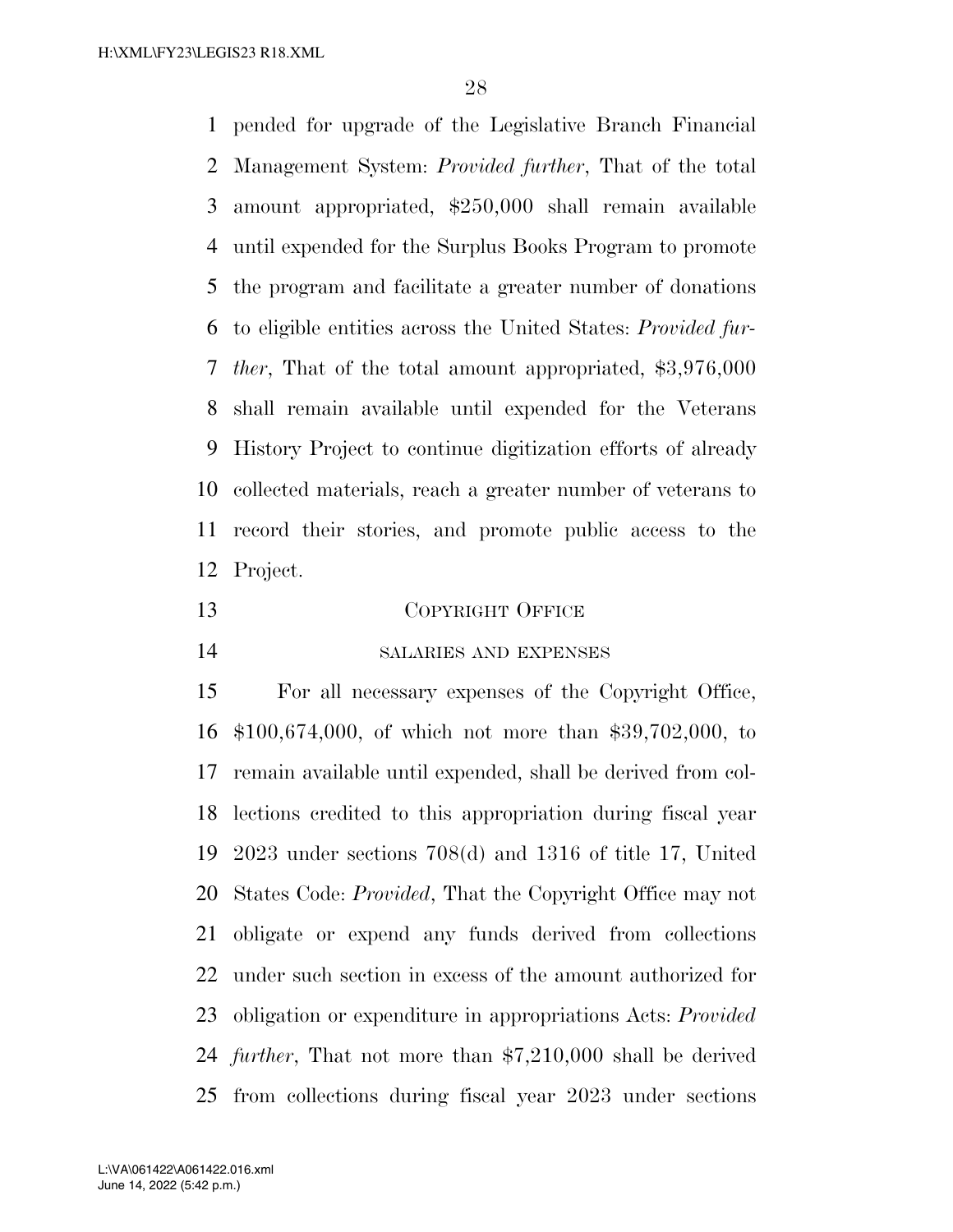pended for upgrade of the Legislative Branch Financial Management System: *Provided further*, That of the total amount appropriated, $250,000 shall remain available until expended for the Surplus Books Program to promote the program and facilitate a greater number of donations to eligible entities across the United States: *Provided further*, That of the total amount appropriated, $3,976,000 shall remain available until expended for the Veterans History Project to continue digitization efforts of already collected materials, reach a greater number of veterans to record their stories, and promote public access to the Project.

COPYRIGHT OFFICE

SALARIES AND EXPENSES

For all necessary expenses of the Copyright Office, $100,674,000, of which not more than $39,702,000, to remain available until expended, shall be derived from collections credited to this appropriation during fiscal year 2023 under sections 708(d) and 1316 of title 17, United States Code: *Provided*, That the Copyright Office may not obligate or expend any funds derived from collections under such section in excess of the amount authorized for obligation or expenditure in appropriations Acts: *Provided further*, That not more than $7,210,000 shall be derived from collections during fiscal year 2023 under sections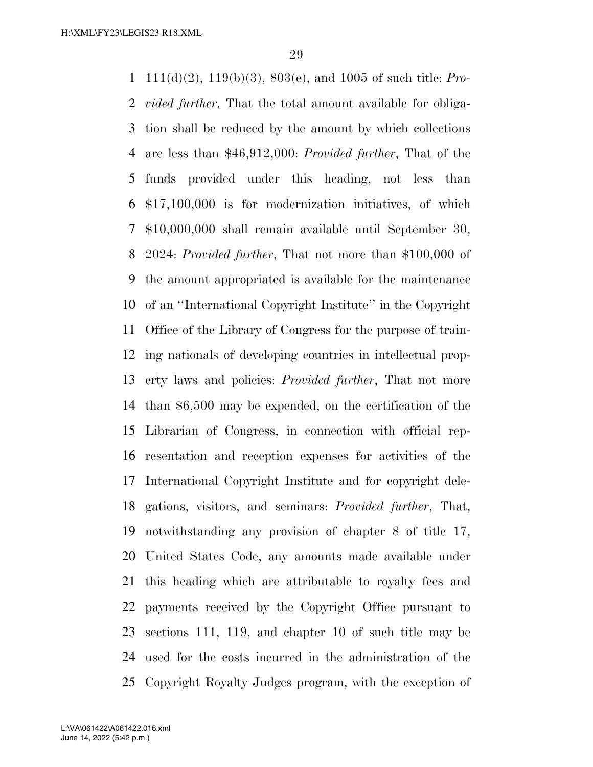111(d)(2), 119(b)(3), 803(e), and 1005 of such title: *Provided further*, That the total amount available for obligation shall be reduced by the amount by which collections are less than $46,912,000: *Provided further*, That of the funds provided under this heading, not less than $17,100,000 is for modernization initiatives, of which $10,000,000 shall remain available until September 30, 2024: *Provided further*, That not more than $100,000 of the amount appropriated is available for the maintenance of an ''International Copyright Institute'' in the Copyright Office of the Library of Congress for the purpose of training nationals of developing countries in intellectual property laws and policies: *Provided further*, That not more than $6,500 may be expended, on the certification of the Librarian of Congress, in connection with official representation and reception expenses for activities of the International Copyright Institute and for copyright delegations, visitors, and seminars: *Provided further*, That, notwithstanding any provision of chapter 8 of title 17, United States Code, any amounts made available under this heading which are attributable to royalty fees and payments received by the Copyright Office pursuant to sections 111, 119, and chapter 10 of such title may be used for the costs incurred in the administration of the Copyright Royalty Judges program, with the exception of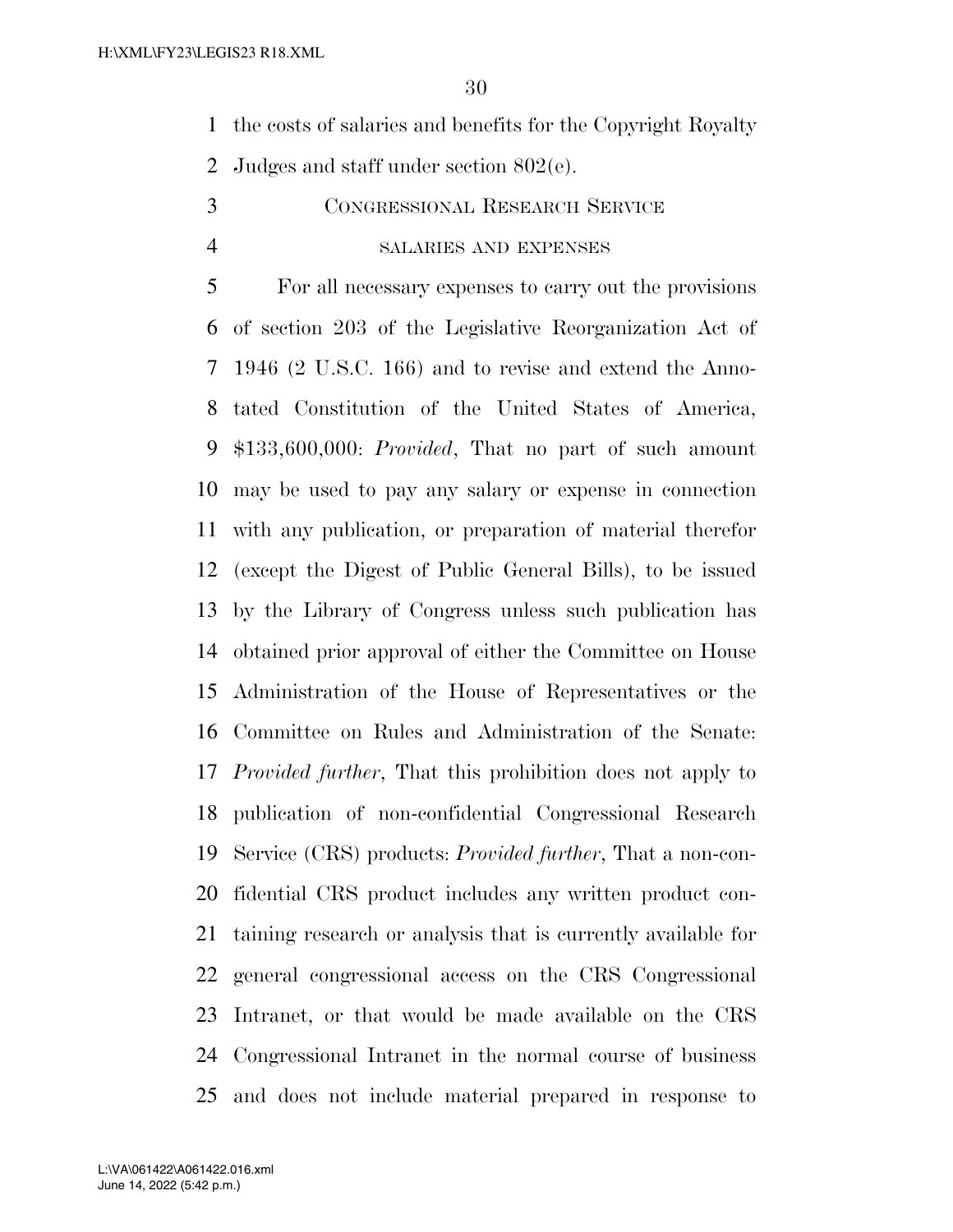the costs of salaries and benefits for the Copyright Royalty Judges and staff under section 802(e).

CONGRESSIONAL RESEARCH SERVICE

SALARIES AND EXPENSES

For all necessary expenses to carry out the provisions of section 203 of the Legislative Reorganization Act of 1946 (2 U.S.C. 166) and to revise and extend the Annotated Constitution of the United States of America, $133,600,000: *Provided*, That no part of such amount may be used to pay any salary or expense in connection with any publication, or preparation of material therefor (except the Digest of Public General Bills), to be issued by the Library of Congress unless such publication has obtained prior approval of either the Committee on House Administration of the House of Representatives or the Committee on Rules and Administration of the Senate: *Provided further*, That this prohibition does not apply to publication of non-confidential Congressional Research Service (CRS) products: *Provided further*, That a non-confidential CRS product includes any written product containing research or analysis that is currently available for general congressional access on the CRS Congressional Intranet, or that would be made available on the CRS Congressional Intranet in the normal course of business and does not include material prepared in response to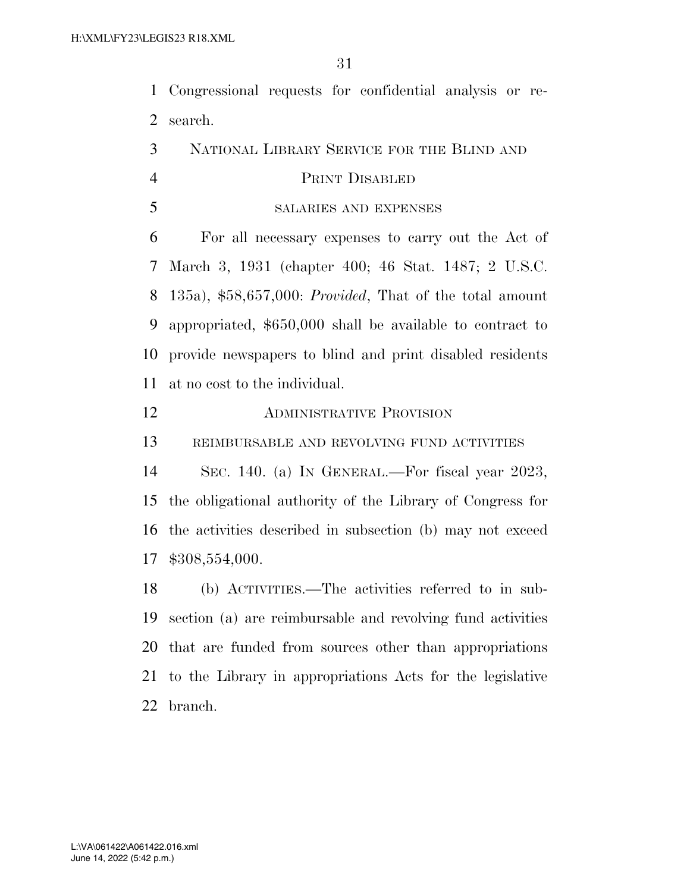Congressional requests for confidential analysis or research.

### National Library Service for the Blind and Print Disabled

#### salaries and expenses

For all necessary expenses to carry out the Act of March 3, 1931 (chapter 400; 46 Stat. 1487; 2 U.S.C. 135a), $58,657,000: *Provided*, That of the total amount appropriated, $650,000 shall be available to contract to provide newspapers to blind and print disabled residents at no cost to the individual.

### Administrative Provision

#### reimbursable and revolving fund activities

Sec. 140. (a) In General.—For fiscal year 2023, the obligational authority of the Library of Congress for the activities described in subsection (b) may not exceed $308,554,000.

(b) Activities.—The activities referred to in subsection (a) are reimbursable and revolving fund activities that are funded from sources other than appropriations to the Library in appropriations Acts for the legislative branch.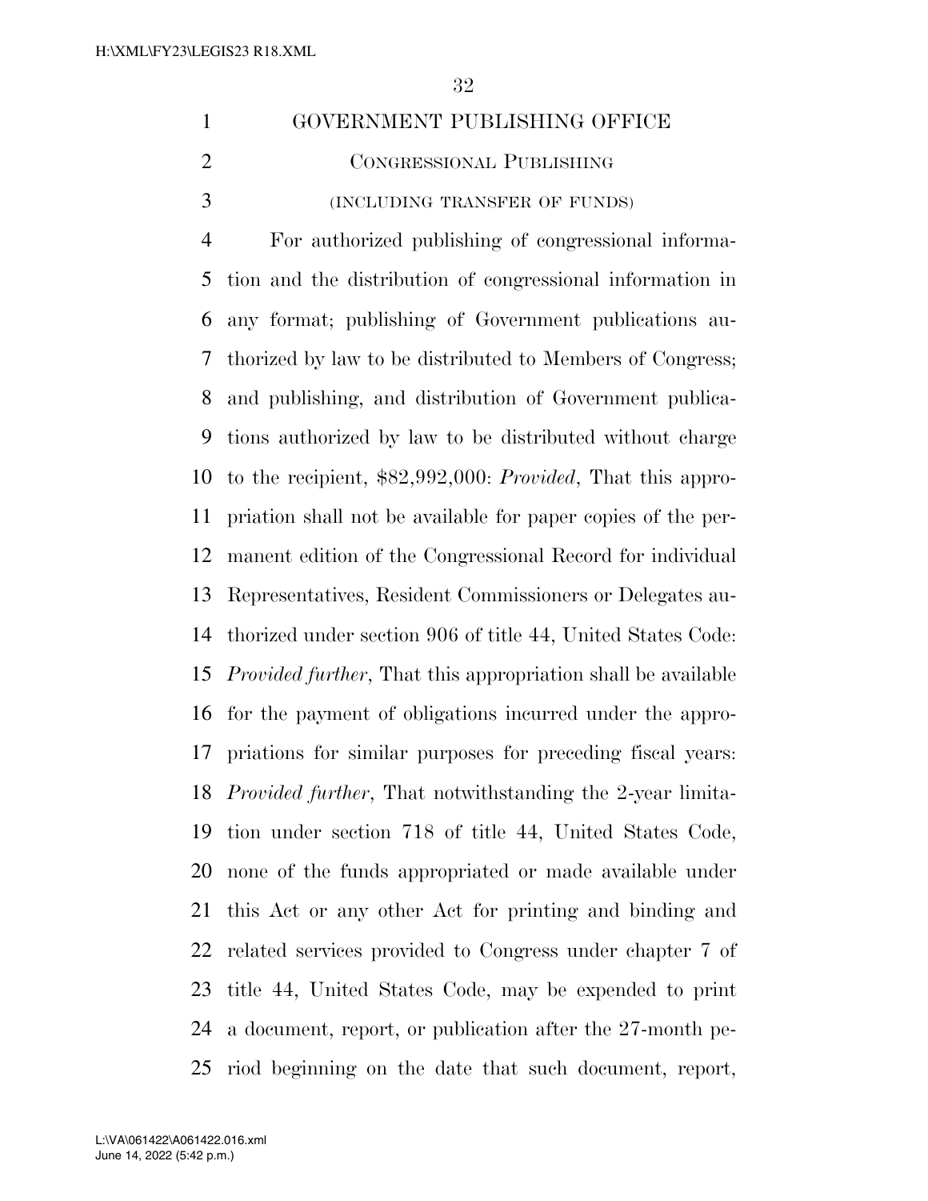GOVERNMENT PUBLISHING OFFICE

CONGRESSIONAL PUBLISHING

(INCLUDING TRANSFER OF FUNDS)

For authorized publishing of congressional information and the distribution of congressional information in any format; publishing of Government publications authorized by law to be distributed to Members of Congress; and publishing, and distribution of Government publications authorized by law to be distributed without charge to the recipient, $82,992,000: *Provided*, That this appropriation shall not be available for paper copies of the permanent edition of the Congressional Record for individual Representatives, Resident Commissioners or Delegates authorized under section 906 of title 44, United States Code: *Provided further*, That this appropriation shall be available for the payment of obligations incurred under the appropriations for similar purposes for preceding fiscal years: *Provided further*, That notwithstanding the 2-year limitation under section 718 of title 44, United States Code, none of the funds appropriated or made available under this Act or any other Act for printing and binding and related services provided to Congress under chapter 7 of title 44, United States Code, may be expended to print a document, report, or publication after the 27-month period beginning on the date that such document, report,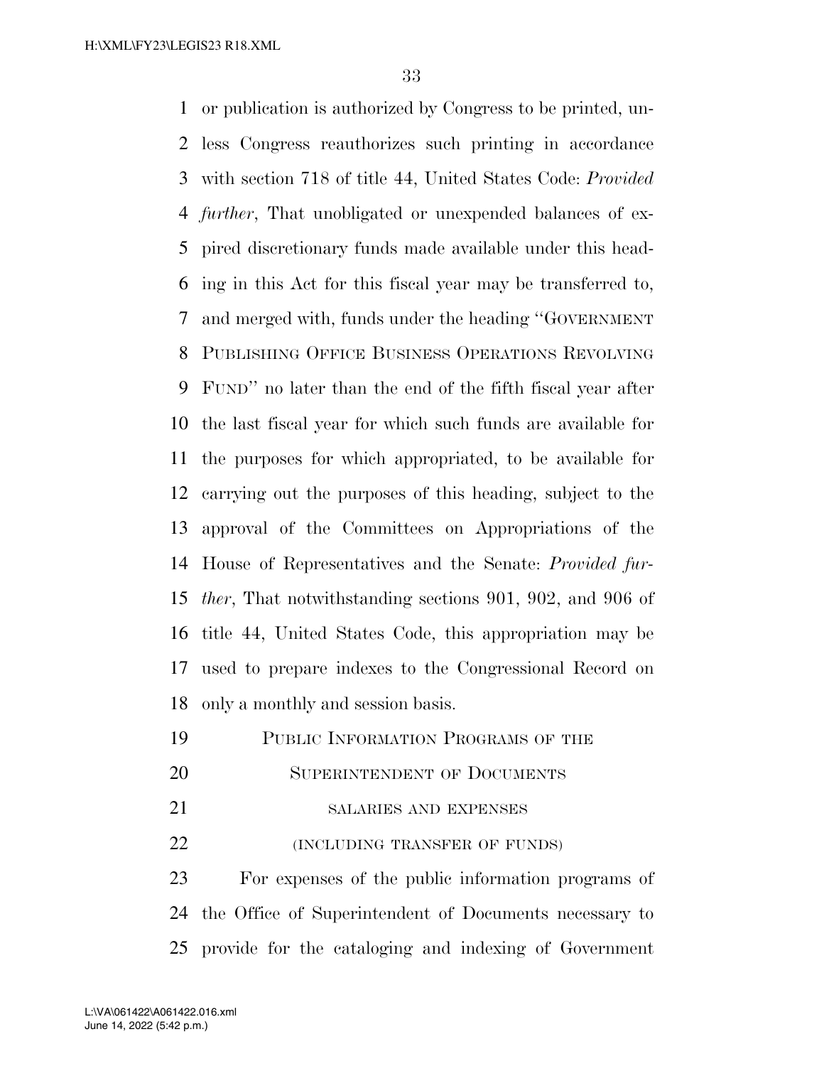or publication is authorized by Congress to be printed, unless Congress reauthorizes such printing in accordance with section 718 of title 44, United States Code: *Provided further*, That unobligated or unexpended balances of expired discretionary funds made available under this heading in this Act for this fiscal year may be transferred to, and merged with, funds under the heading "GOVERNMENT PUBLISHING OFFICE BUSINESS OPERATIONS REVOLVING FUND" no later than the end of the fifth fiscal year after the last fiscal year for which such funds are available for the purposes for which appropriated, to be available for carrying out the purposes of this heading, subject to the approval of the Committees on Appropriations of the House of Representatives and the Senate: *Provided further*, That notwithstanding sections 901, 902, and 906 of title 44, United States Code, this appropriation may be used to prepare indexes to the Congressional Record on only a monthly and session basis.

## PUBLIC INFORMATION PROGRAMS OF THE SUPERINTENDENT OF DOCUMENTS

### SALARIES AND EXPENSES

### (INCLUDING TRANSFER OF FUNDS)

For expenses of the public information programs of the Office of Superintendent of Documents necessary to provide for the cataloging and indexing of Government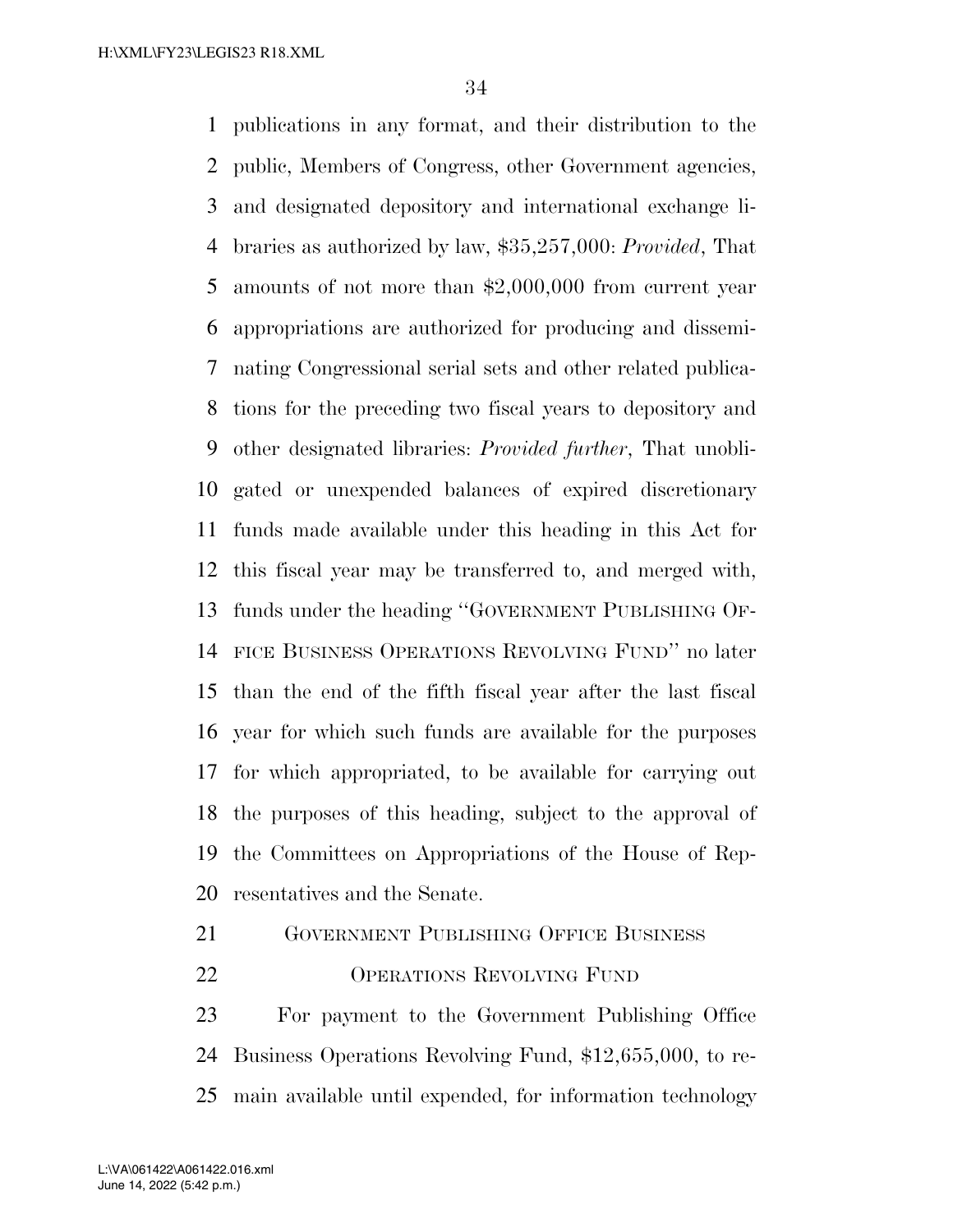publications in any format, and their distribution to the public, Members of Congress, other Government agencies, and designated depository and international exchange libraries as authorized by law, $35,257,000: *Provided*, That amounts of not more than $2,000,000 from current year appropriations are authorized for producing and disseminating Congressional serial sets and other related publications for the preceding two fiscal years to depository and other designated libraries: *Provided further*, That unobligated or unexpended balances of expired discretionary funds made available under this heading in this Act for this fiscal year may be transferred to, and merged with, funds under the heading "GOVERNMENT PUBLISHING OFFICE BUSINESS OPERATIONS REVOLVING FUND" no later than the end of the fifth fiscal year after the last fiscal year for which such funds are available for the purposes for which appropriated, to be available for carrying out the purposes of this heading, subject to the approval of the Committees on Appropriations of the House of Representatives and the Senate.

GOVERNMENT PUBLISHING OFFICE BUSINESS OPERATIONS REVOLVING FUND

For payment to the Government Publishing Office Business Operations Revolving Fund, $12,655,000, to remain available until expended, for information technology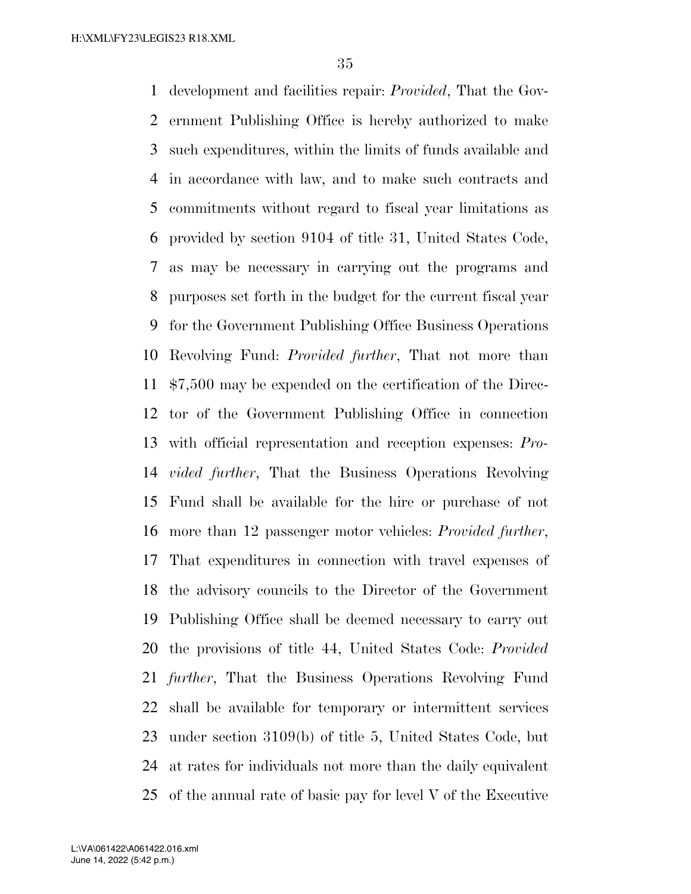development and facilities repair: *Provided*, That the Government Publishing Office is hereby authorized to make such expenditures, within the limits of funds available and in accordance with law, and to make such contracts and commitments without regard to fiscal year limitations as provided by section 9104 of title 31, United States Code, as may be necessary in carrying out the programs and purposes set forth in the budget for the current fiscal year for the Government Publishing Office Business Operations Revolving Fund: *Provided further*, That not more than $7,500 may be expended on the certification of the Director of the Government Publishing Office in connection with official representation and reception expenses: *Provided further*, That the Business Operations Revolving Fund shall be available for the hire or purchase of not more than 12 passenger motor vehicles: *Provided further*, That expenditures in connection with travel expenses of the advisory councils to the Director of the Government Publishing Office shall be deemed necessary to carry out the provisions of title 44, United States Code: *Provided further*, That the Business Operations Revolving Fund shall be available for temporary or intermittent services under section 3109(b) of title 5, United States Code, but at rates for individuals not more than the daily equivalent of the annual rate of basic pay for level V of the Executive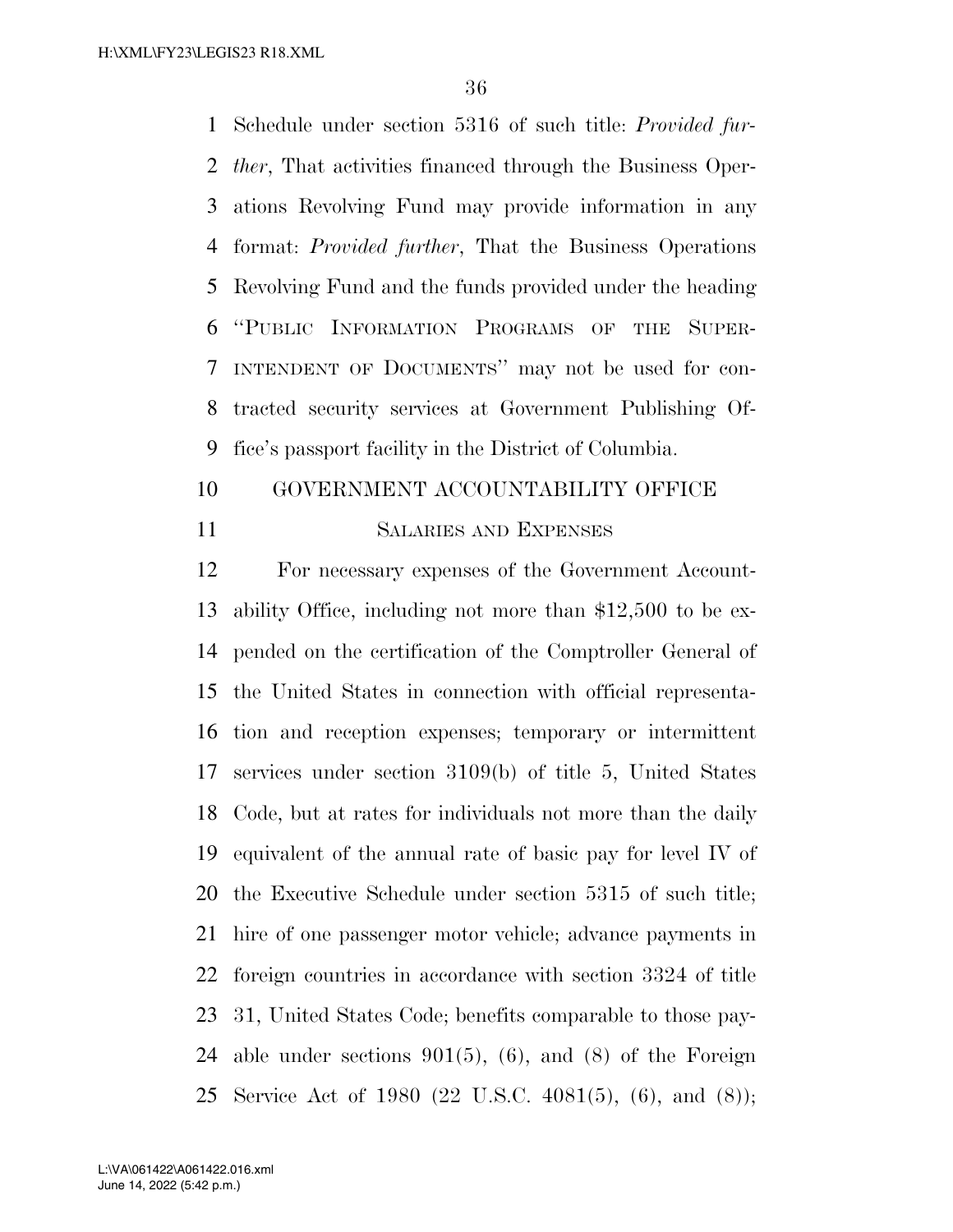Schedule under section 5316 of such title: *Provided further*, That activities financed through the Business Operations Revolving Fund may provide information in any format: *Provided further*, That the Business Operations Revolving Fund and the funds provided under the heading "PUBLIC INFORMATION PROGRAMS OF THE SUPERINTENDENT OF DOCUMENTS" may not be used for contracted security services at Government Publishing Office's passport facility in the District of Columbia.

## GOVERNMENT ACCOUNTABILITY OFFICE

### SALARIES AND EXPENSES

For necessary expenses of the Government Accountability Office, including not more than $12,500 to be expended on the certification of the Comptroller General of the United States in connection with official representation and reception expenses; temporary or intermittent services under section 3109(b) of title 5, United States Code, but at rates for individuals not more than the daily equivalent of the annual rate of basic pay for level IV of the Executive Schedule under section 5315 of such title; hire of one passenger motor vehicle; advance payments in foreign countries in accordance with section 3324 of title 31, United States Code; benefits comparable to those payable under sections 901(5), (6), and (8) of the Foreign Service Act of 1980 (22 U.S.C. 4081(5), (6), and (8));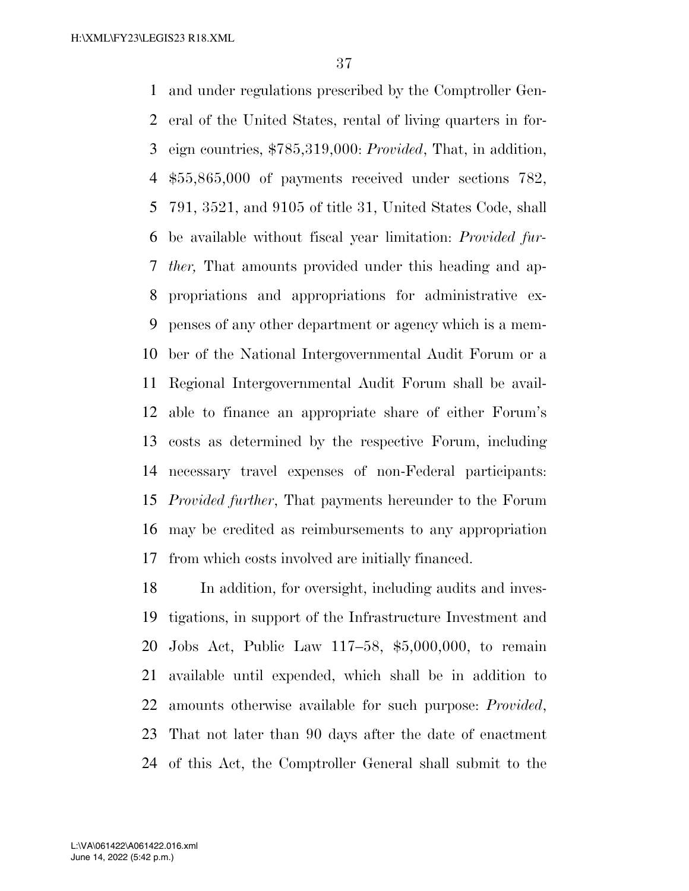and under regulations prescribed by the Comptroller General of the United States, rental of living quarters in foreign countries, $785,319,000: *Provided*, That, in addition, $55,865,000 of payments received under sections 782, 791, 3521, and 9105 of title 31, United States Code, shall be available without fiscal year limitation: *Provided further,* That amounts provided under this heading and appropriations and appropriations for administrative expenses of any other department or agency which is a member of the National Intergovernmental Audit Forum or a Regional Intergovernmental Audit Forum shall be available to finance an appropriate share of either Forum's costs as determined by the respective Forum, including necessary travel expenses of non-Federal participants: *Provided further*, That payments hereunder to the Forum may be credited as reimbursements to any appropriation from which costs involved are initially financed.

In addition, for oversight, including audits and investigations, in support of the Infrastructure Investment and Jobs Act, Public Law 117–58, $5,000,000, to remain available until expended, which shall be in addition to amounts otherwise available for such purpose: *Provided*, That not later than 90 days after the date of enactment of this Act, the Comptroller General shall submit to the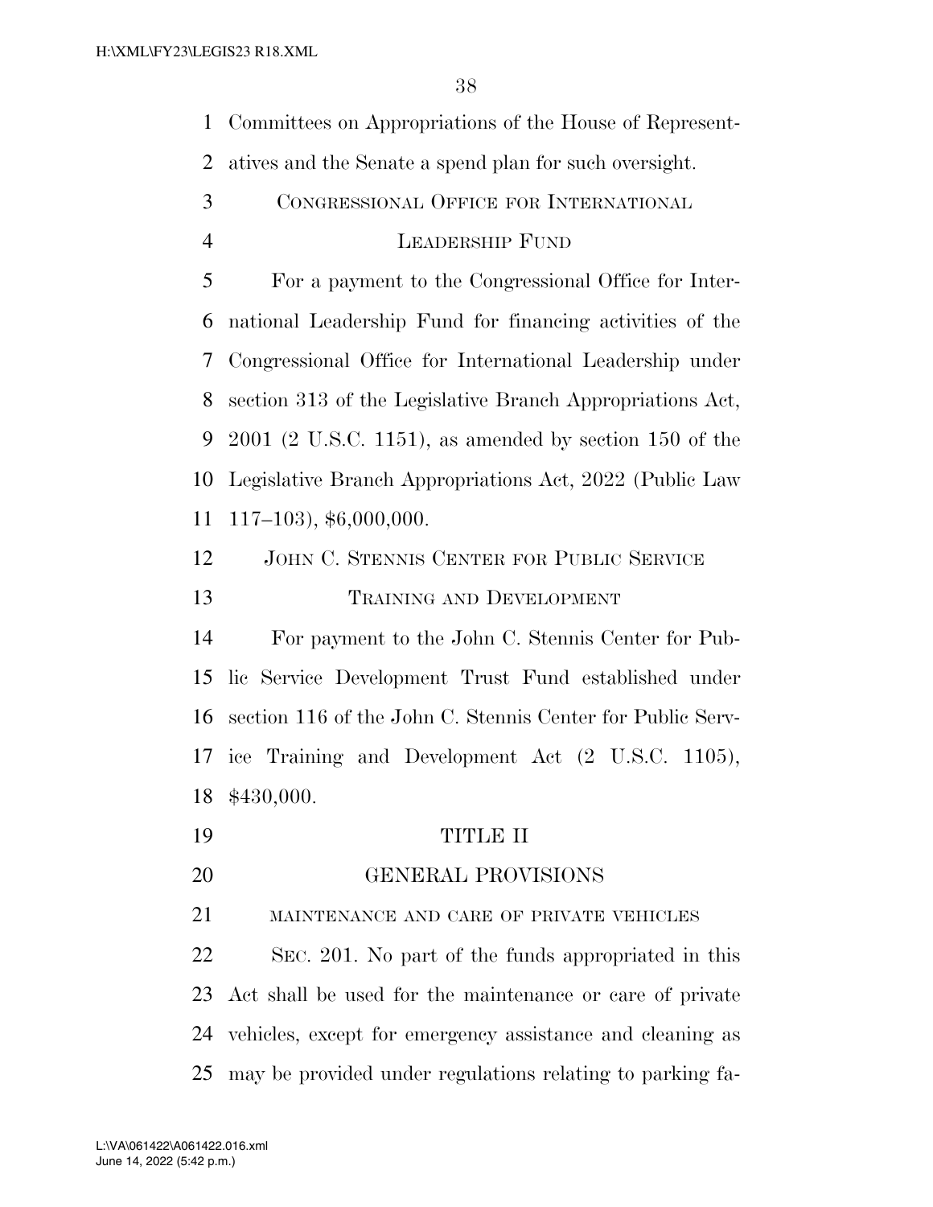Committees on Appropriations of the House of Representatives and the Senate a spend plan for such oversight.

CONGRESSIONAL OFFICE FOR INTERNATIONAL LEADERSHIP FUND

For a payment to the Congressional Office for International Leadership Fund for financing activities of the Congressional Office for International Leadership under section 313 of the Legislative Branch Appropriations Act, 2001 (2 U.S.C. 1151), as amended by section 150 of the Legislative Branch Appropriations Act, 2022 (Public Law 117–103), $6,000,000.

JOHN C. STENNIS CENTER FOR PUBLIC SERVICE TRAINING AND DEVELOPMENT

For payment to the John C. Stennis Center for Public Service Development Trust Fund established under section 116 of the John C. Stennis Center for Public Service Training and Development Act (2 U.S.C. 1105), $430,000.

# TITLE II

# GENERAL PROVISIONS

MAINTENANCE AND CARE OF PRIVATE VEHICLES

SEC. 201. No part of the funds appropriated in this Act shall be used for the maintenance or care of private vehicles, except for emergency assistance and cleaning as may be provided under regulations relating to parking fa-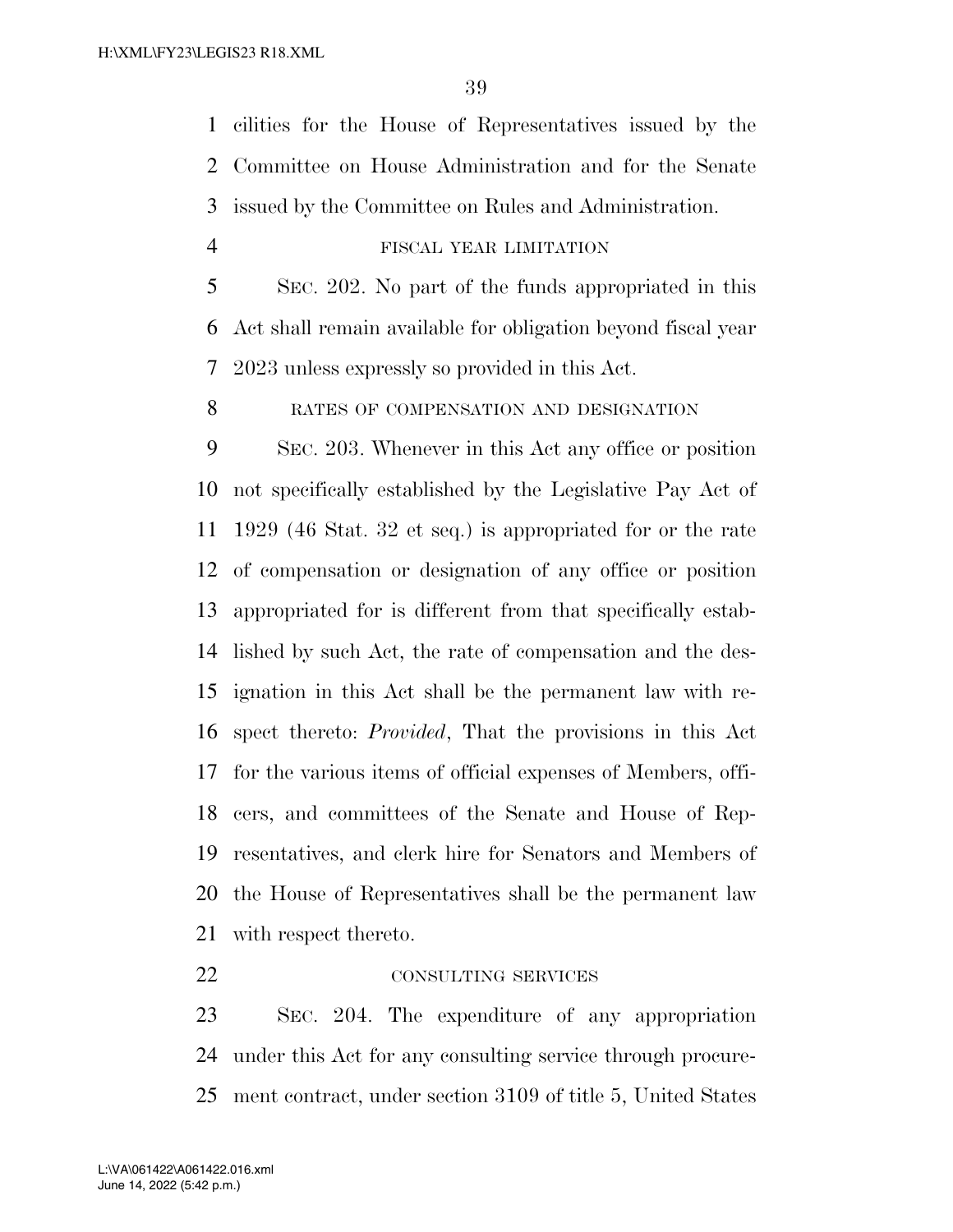cilities for the House of Representatives issued by the Committee on House Administration and for the Senate issued by the Committee on Rules and Administration.

FISCAL YEAR LIMITATION

SEC. 202. No part of the funds appropriated in this Act shall remain available for obligation beyond fiscal year 2023 unless expressly so provided in this Act.

RATES OF COMPENSATION AND DESIGNATION

SEC. 203. Whenever in this Act any office or position not specifically established by the Legislative Pay Act of 1929 (46 Stat. 32 et seq.) is appropriated for or the rate of compensation or designation of any office or position appropriated for is different from that specifically established by such Act, the rate of compensation and the designation in this Act shall be the permanent law with respect thereto: *Provided*, That the provisions in this Act for the various items of official expenses of Members, officers, and committees of the Senate and House of Representatives, and clerk hire for Senators and Members of the House of Representatives shall be the permanent law with respect thereto.

CONSULTING SERVICES

SEC. 204. The expenditure of any appropriation under this Act for any consulting service through procurement contract, under section 3109 of title 5, United States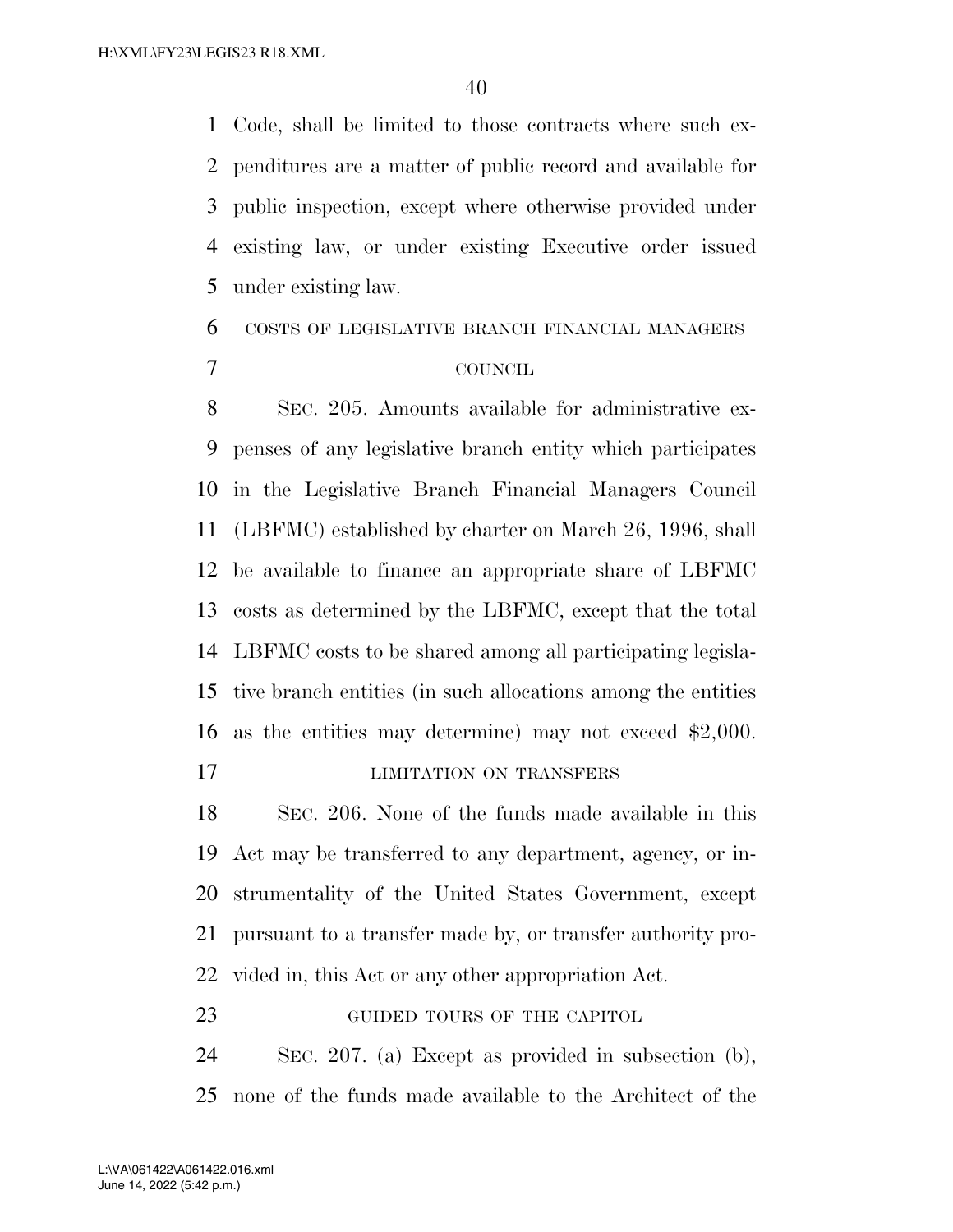Code, shall be limited to those contracts where such expenditures are a matter of public record and available for public inspection, except where otherwise provided under existing law, or under existing Executive order issued under existing law.

COSTS OF LEGISLATIVE BRANCH FINANCIAL MANAGERS COUNCIL

SEC. 205. Amounts available for administrative expenses of any legislative branch entity which participates in the Legislative Branch Financial Managers Council (LBFMC) established by charter on March 26, 1996, shall be available to finance an appropriate share of LBFMC costs as determined by the LBFMC, except that the total LBFMC costs to be shared among all participating legislative branch entities (in such allocations among the entities as the entities may determine) may not exceed $2,000.

LIMITATION ON TRANSFERS

SEC. 206. None of the funds made available in this Act may be transferred to any department, agency, or instrumentality of the United States Government, except pursuant to a transfer made by, or transfer authority provided in, this Act or any other appropriation Act.

GUIDED TOURS OF THE CAPITOL

SEC. 207. (a) Except as provided in subsection (b), none of the funds made available to the Architect of the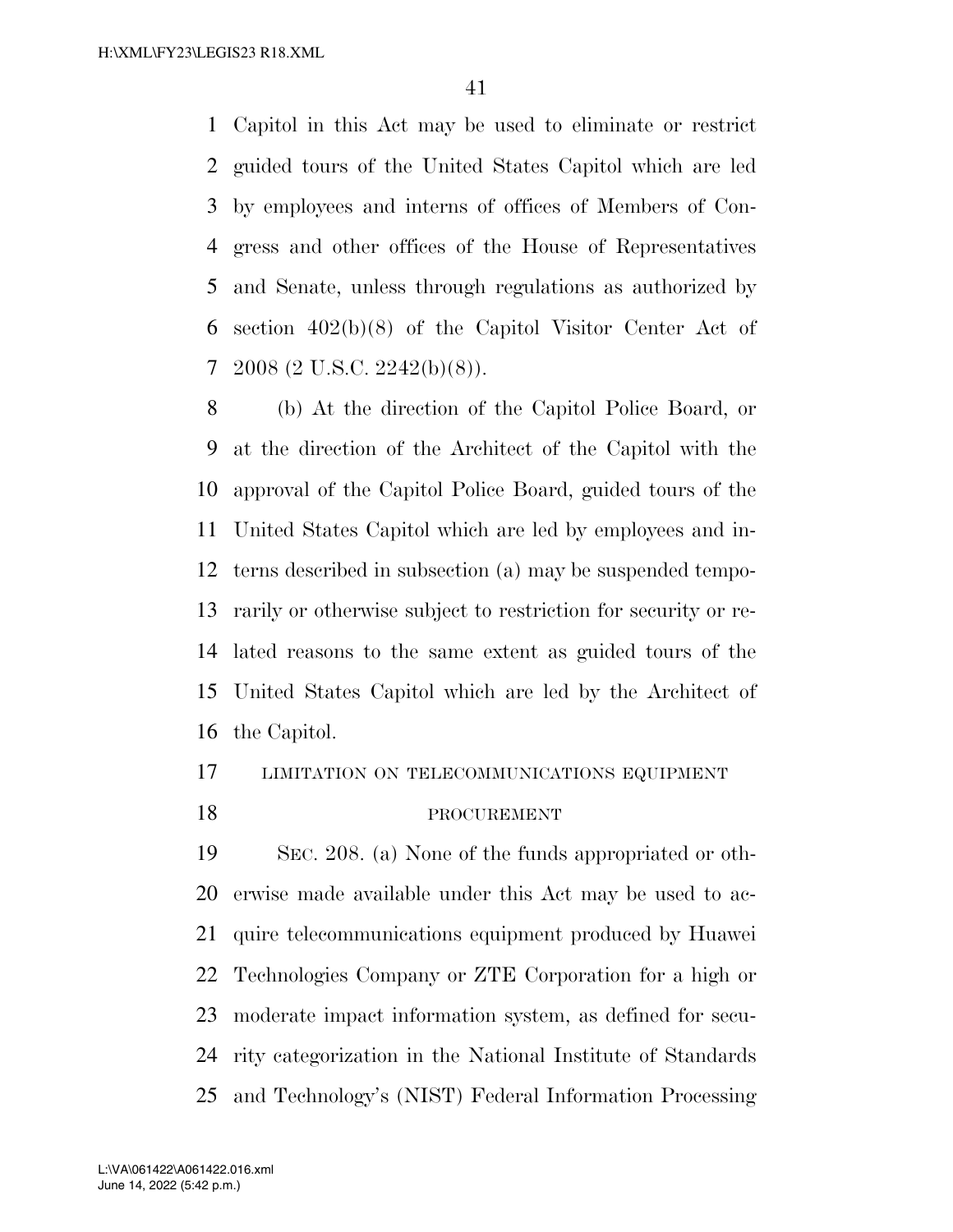Capitol in this Act may be used to eliminate or restrict guided tours of the United States Capitol which are led by employees and interns of offices of Members of Congress and other offices of the House of Representatives and Senate, unless through regulations as authorized by section 402(b)(8) of the Capitol Visitor Center Act of 2008 (2 U.S.C. 2242(b)(8)).

(b) At the direction of the Capitol Police Board, or at the direction of the Architect of the Capitol with the approval of the Capitol Police Board, guided tours of the United States Capitol which are led by employees and interns described in subsection (a) may be suspended temporarily or otherwise subject to restriction for security or related reasons to the same extent as guided tours of the United States Capitol which are led by the Architect of the Capitol.

LIMITATION ON TELECOMMUNICATIONS EQUIPMENT PROCUREMENT

SEC. 208. (a) None of the funds appropriated or otherwise made available under this Act may be used to acquire telecommunications equipment produced by Huawei Technologies Company or ZTE Corporation for a high or moderate impact information system, as defined for security categorization in the National Institute of Standards and Technology's (NIST) Federal Information Processing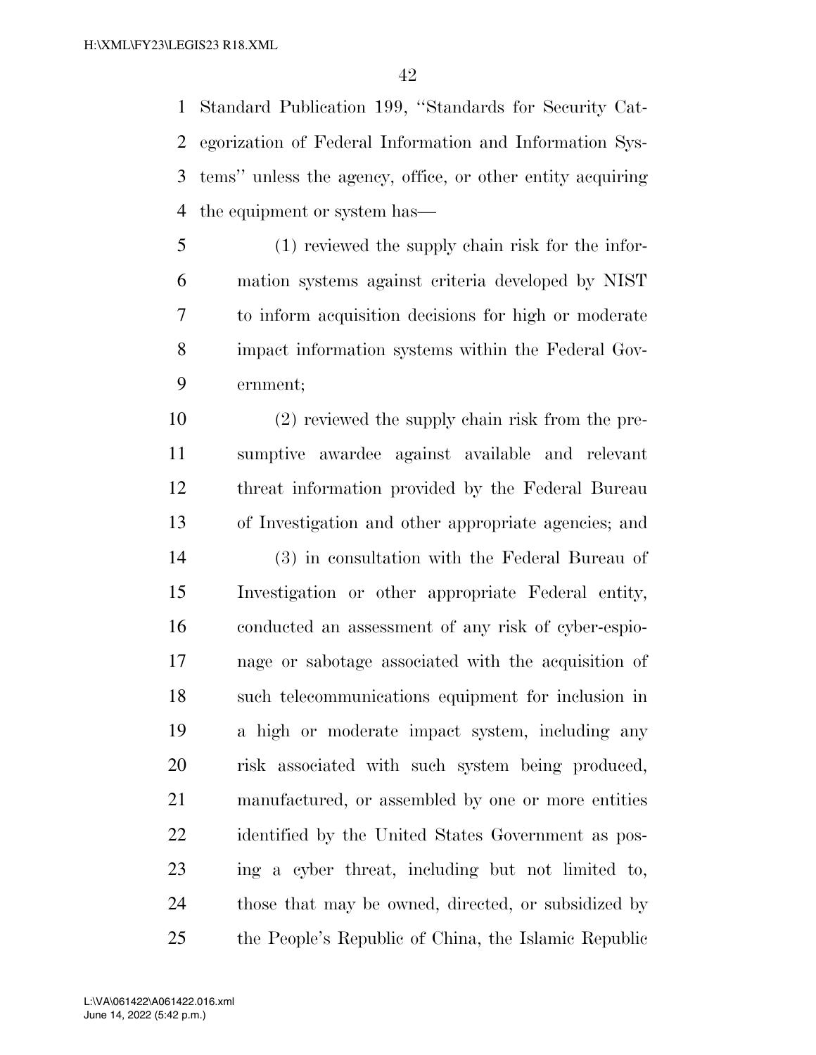Standard Publication 199, "Standards for Security Categorization of Federal Information and Information Systems" unless the agency, office, or other entity acquiring the equipment or system has—

(1) reviewed the supply chain risk for the information systems against criteria developed by NIST to inform acquisition decisions for high or moderate impact information systems within the Federal Government;

(2) reviewed the supply chain risk from the presumptive awardee against available and relevant threat information provided by the Federal Bureau of Investigation and other appropriate agencies; and

(3) in consultation with the Federal Bureau of Investigation or other appropriate Federal entity, conducted an assessment of any risk of cyber-espionage or sabotage associated with the acquisition of such telecommunications equipment for inclusion in a high or moderate impact system, including any risk associated with such system being produced, manufactured, or assembled by one or more entities identified by the United States Government as posing a cyber threat, including but not limited to, those that may be owned, directed, or subsidized by the People's Republic of China, the Islamic Republic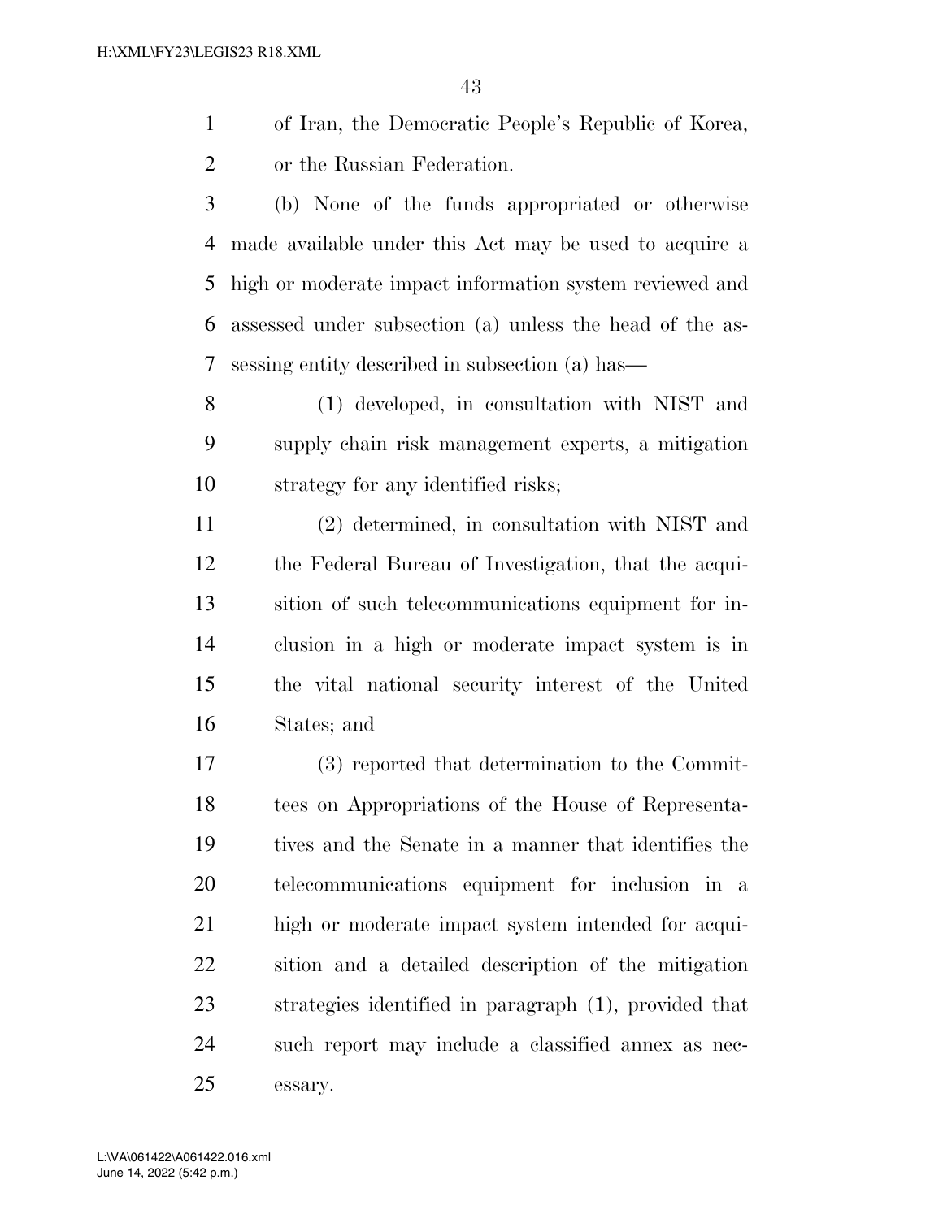of Iran, the Democratic People's Republic of Korea, or the Russian Federation.

(b) None of the funds appropriated or otherwise made available under this Act may be used to acquire a high or moderate impact information system reviewed and assessed under subsection (a) unless the head of the assessing entity described in subsection (a) has—

(1) developed, in consultation with NIST and supply chain risk management experts, a mitigation strategy for any identified risks;

(2) determined, in consultation with NIST and the Federal Bureau of Investigation, that the acquisition of such telecommunications equipment for inclusion in a high or moderate impact system is in the vital national security interest of the United States; and

(3) reported that determination to the Committees on Appropriations of the House of Representatives and the Senate in a manner that identifies the telecommunications equipment for inclusion in a high or moderate impact system intended for acquisition and a detailed description of the mitigation strategies identified in paragraph (1), provided that such report may include a classified annex as necessary.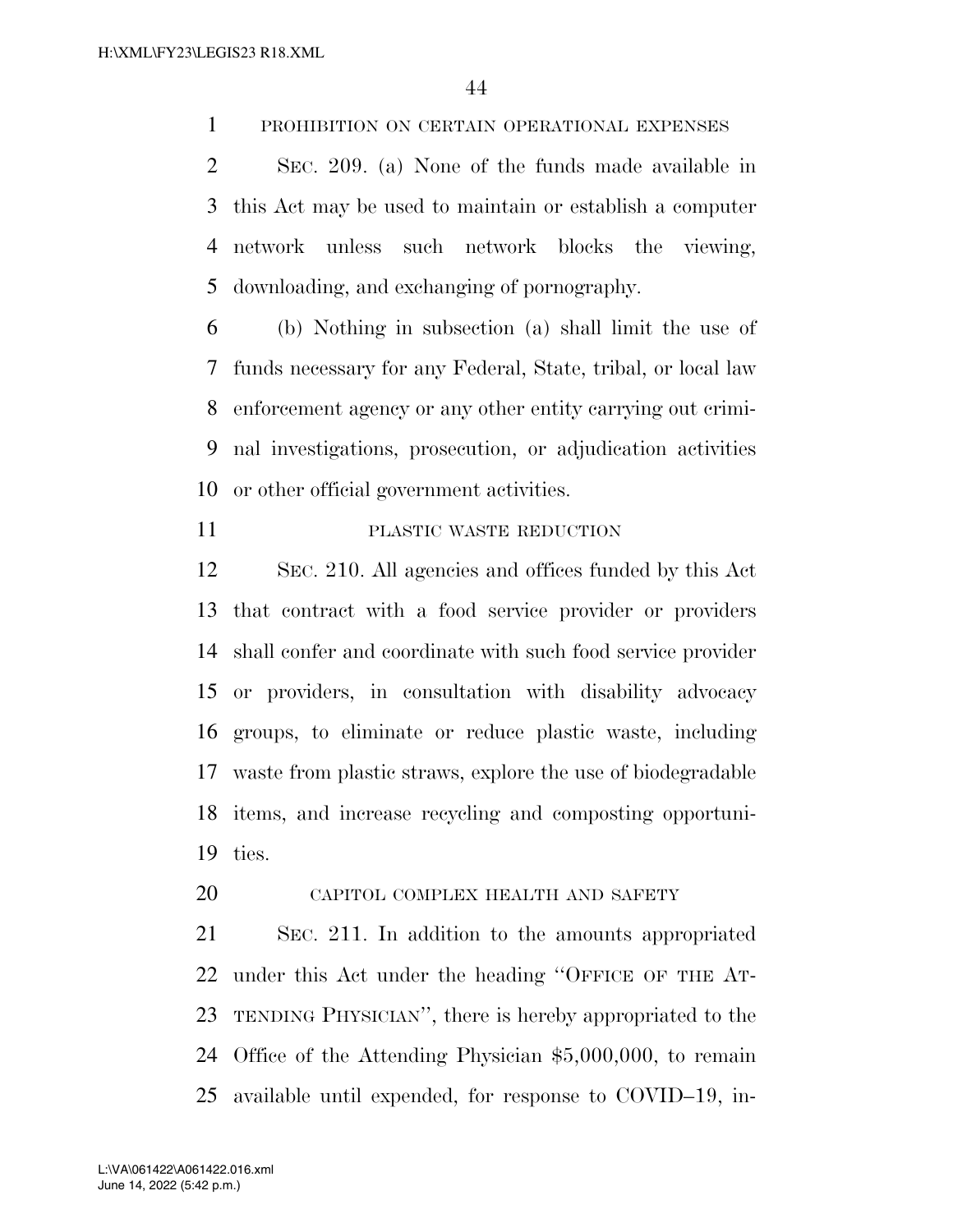PROHIBITION ON CERTAIN OPERATIONAL EXPENSES

SEC. 209. (a) None of the funds made available in this Act may be used to maintain or establish a computer network unless such network blocks the viewing, downloading, and exchanging of pornography.

(b) Nothing in subsection (a) shall limit the use of funds necessary for any Federal, State, tribal, or local law enforcement agency or any other entity carrying out criminal investigations, prosecution, or adjudication activities or other official government activities.

PLASTIC WASTE REDUCTION

SEC. 210. All agencies and offices funded by this Act that contract with a food service provider or providers shall confer and coordinate with such food service provider or providers, in consultation with disability advocacy groups, to eliminate or reduce plastic waste, including waste from plastic straws, explore the use of biodegradable items, and increase recycling and composting opportunities.

CAPITOL COMPLEX HEALTH AND SAFETY

SEC. 211. In addition to the amounts appropriated under this Act under the heading ''OFFICE OF THE ATTENDING PHYSICIAN'', there is hereby appropriated to the Office of the Attending Physician $5,000,000, to remain available until expended, for response to COVID–19, in-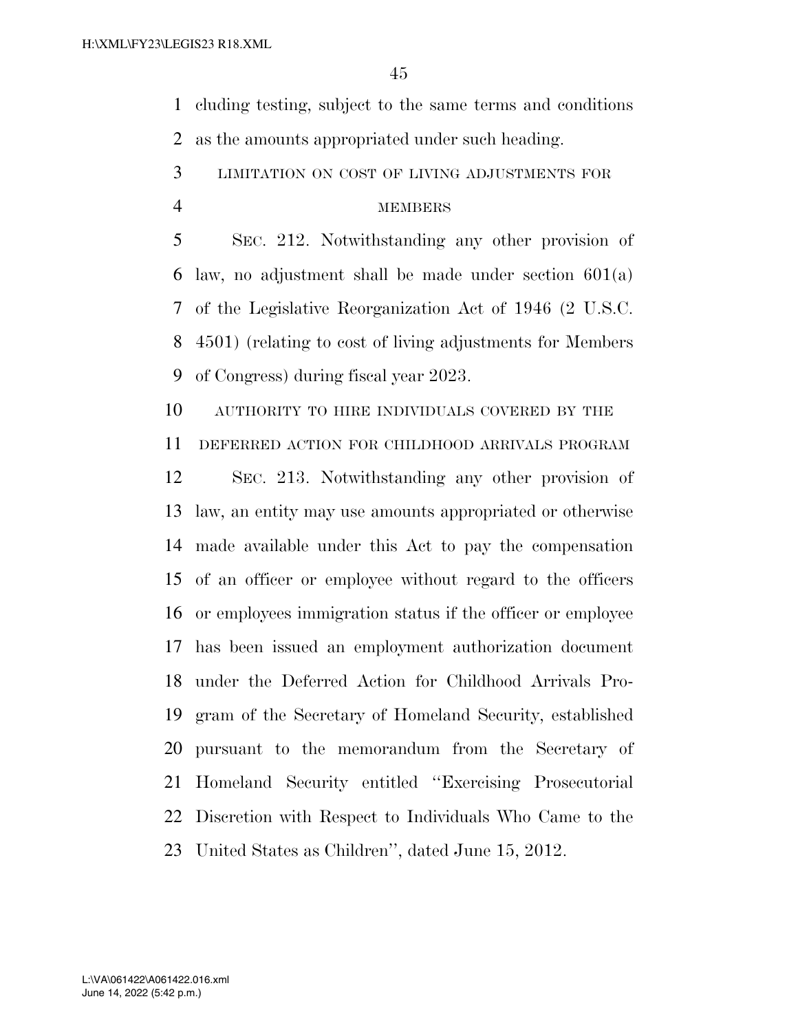cluding testing, subject to the same terms and conditions as the amounts appropriated under such heading.

LIMITATION ON COST OF LIVING ADJUSTMENTS FOR MEMBERS

SEC. 212. Notwithstanding any other provision of law, no adjustment shall be made under section 601(a) of the Legislative Reorganization Act of 1946 (2 U.S.C. 4501) (relating to cost of living adjustments for Members of Congress) during fiscal year 2023.

AUTHORITY TO HIRE INDIVIDUALS COVERED BY THE DEFERRED ACTION FOR CHILDHOOD ARRIVALS PROGRAM

SEC. 213. Notwithstanding any other provision of law, an entity may use amounts appropriated or otherwise made available under this Act to pay the compensation of an officer or employee without regard to the officers or employees immigration status if the officer or employee has been issued an employment authorization document under the Deferred Action for Childhood Arrivals Program of the Secretary of Homeland Security, established pursuant to the memorandum from the Secretary of Homeland Security entitled ''Exercising Prosecutorial Discretion with Respect to Individuals Who Came to the United States as Children'', dated June 15, 2012.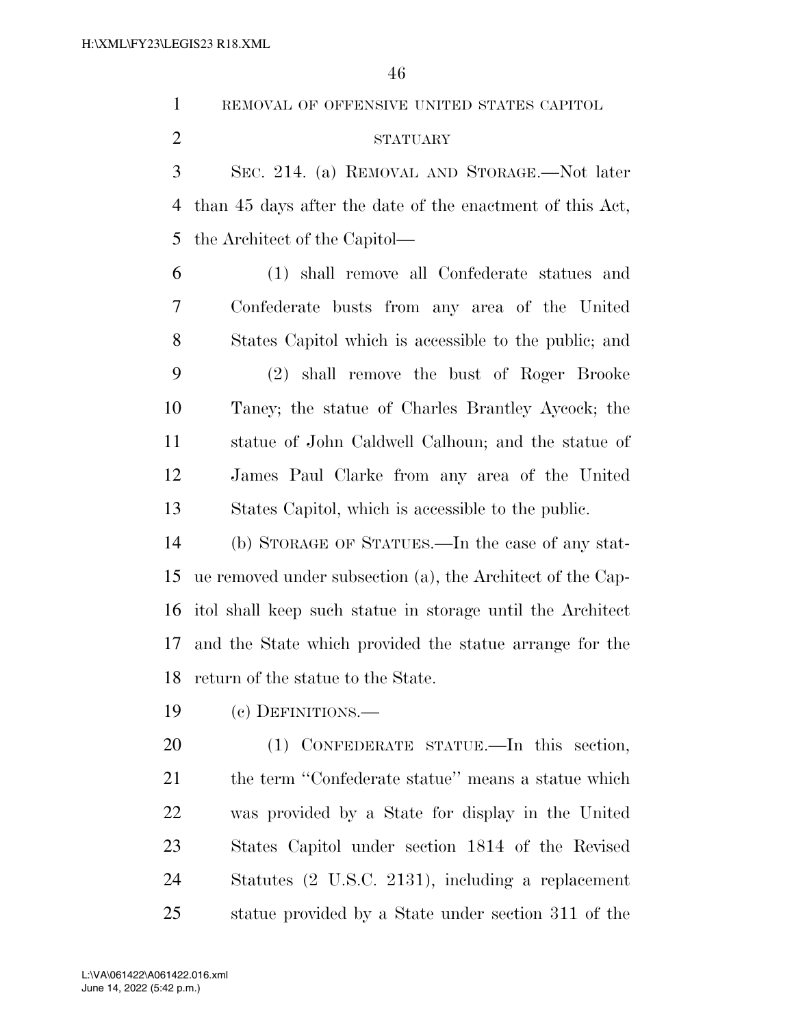REMOVAL OF OFFENSIVE UNITED STATES CAPITOL STATUARY

SEC. 214. (a) REMOVAL AND STORAGE.—Not later than 45 days after the date of the enactment of this Act, the Architect of the Capitol—

(1) shall remove all Confederate statues and Confederate busts from any area of the United States Capitol which is accessible to the public; and

(2) shall remove the bust of Roger Brooke Taney; the statue of Charles Brantley Aycock; the statue of John Caldwell Calhoun; and the statue of James Paul Clarke from any area of the United States Capitol, which is accessible to the public.

(b) STORAGE OF STATUES.—In the case of any statue removed under subsection (a), the Architect of the Capitol shall keep such statue in storage until the Architect and the State which provided the statue arrange for the return of the statue to the State.

(c) DEFINITIONS.—

(1) CONFEDERATE STATUE.—In this section, the term ''Confederate statue'' means a statue which was provided by a State for display in the United States Capitol under section 1814 of the Revised Statutes (2 U.S.C. 2131), including a replacement statue provided by a State under section 311 of the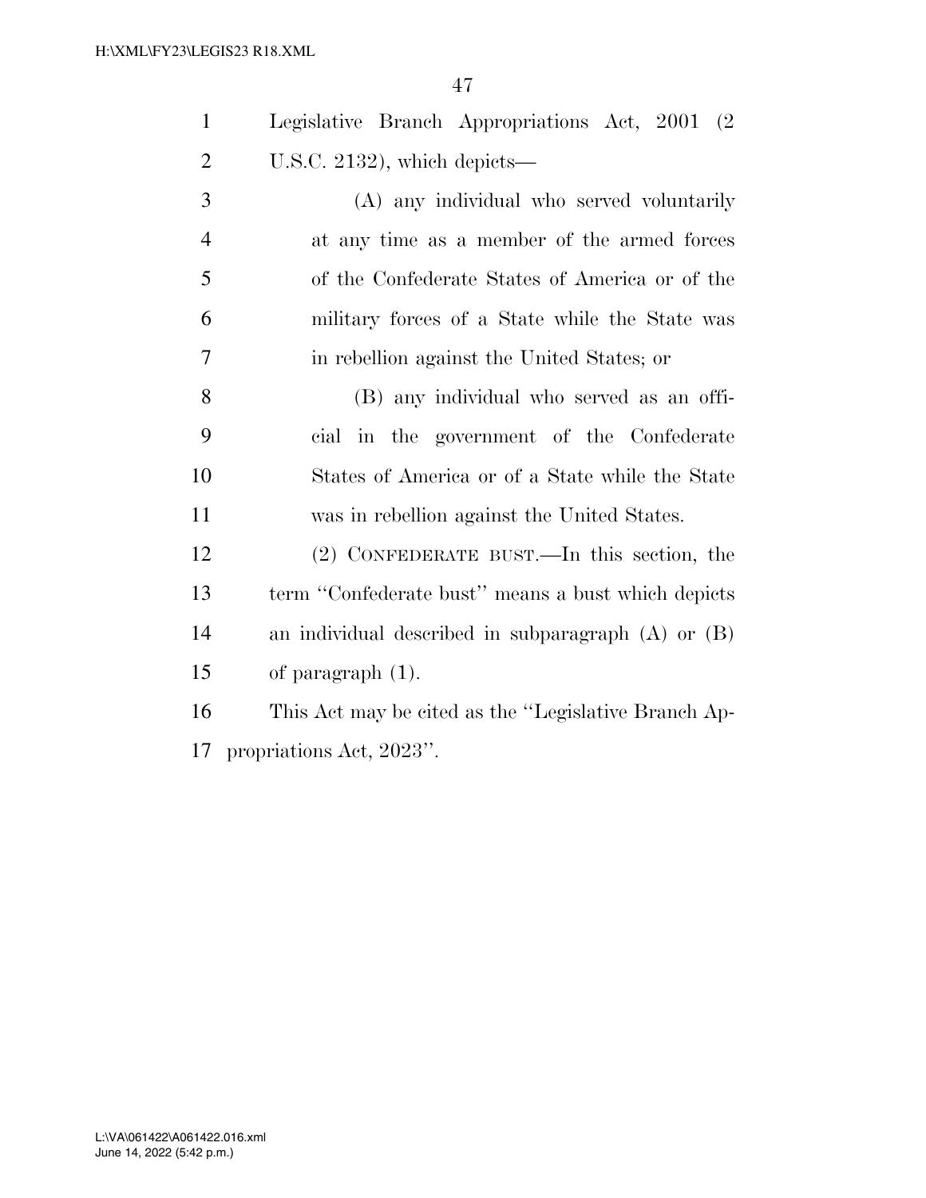Legislative Branch Appropriations Act, 2001 (2 U.S.C. 2132), which depicts—

(A) any individual who served voluntarily at any time as a member of the armed forces of the Confederate States of America or of the military forces of a State while the State was in rebellion against the United States; or

(B) any individual who served as an official in the government of the Confederate States of America or of a State while the State was in rebellion against the United States.

(2) CONFEDERATE BUST.—In this section, the term ''Confederate bust'' means a bust which depicts an individual described in subparagraph (A) or (B) of paragraph (1).

This Act may be cited as the ''Legislative Branch Appropriations Act, 2023''.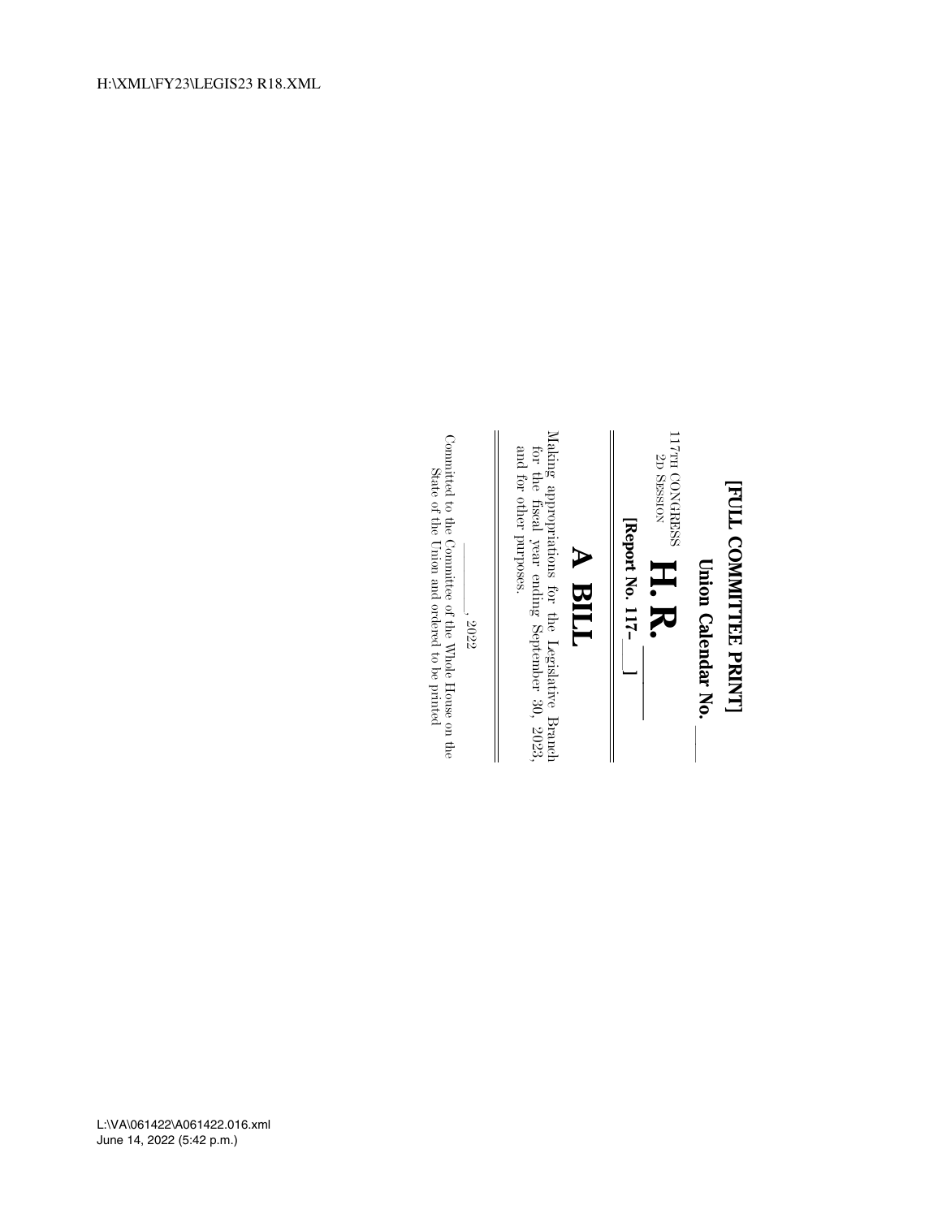**[FULL COMMITTEE PRINT]**

**Union Calendar No. \_\_\_\_**

117TH CONGRESS
2D SESSION

# H. R. \_\_\_\_\_\_

**[Report No. 117–\_\_\_]**

# A BILL

Making appropriations for the Legislative Branch for the fiscal year ending September 30, 2023, and for other purposes.

\_\_\_\_\_\_\_\_\_\_, 2022

Committed to the Committee of the Whole House on the State of the Union and ordered to be printed